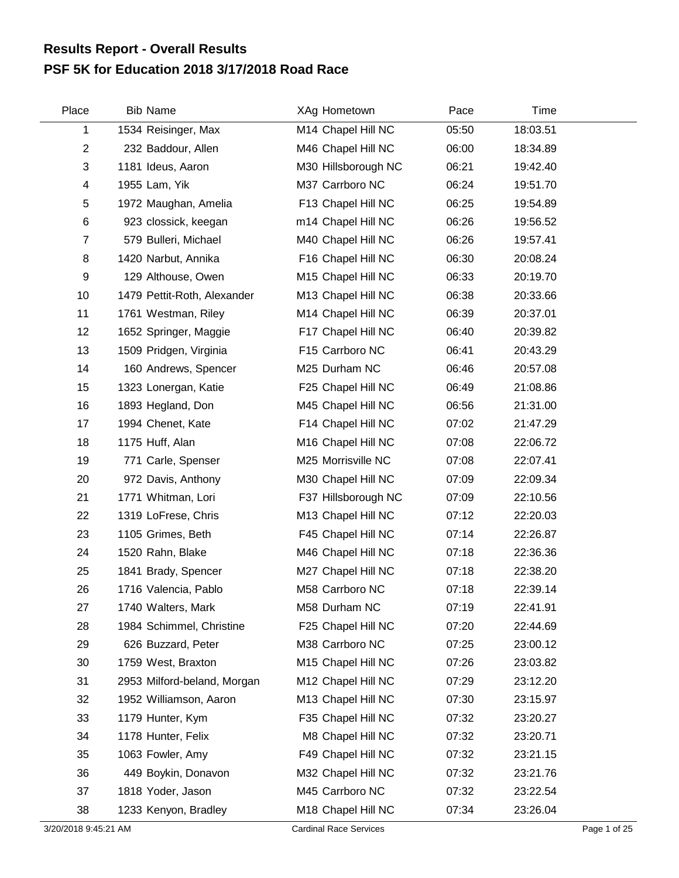# Results Report - Overall Results

## PSF 5K for Education 2018 3/17/2018 Road Race

| Place | Bib | Name | XAg | Hometown | Pace | Time |
|---|---|---|---|---|---|---|
| 1 | 1534 | Reisinger, Max | M14 | Chapel Hill NC | 05:50 | 18:03.51 |
| 2 | 232 | Baddour, Allen | M46 | Chapel Hill NC | 06:00 | 18:34.89 |
| 3 | 1181 | Ideus, Aaron | M30 | Hillsborough NC | 06:21 | 19:42.40 |
| 4 | 1955 | Lam, Yik | M37 | Carrboro NC | 06:24 | 19:51.70 |
| 5 | 1972 | Maughan, Amelia | F13 | Chapel Hill NC | 06:25 | 19:54.89 |
| 6 | 923 | clossick, keegan | m14 | Chapel Hill NC | 06:26 | 19:56.52 |
| 7 | 579 | Bulleri, Michael | M40 | Chapel Hill NC | 06:26 | 19:57.41 |
| 8 | 1420 | Narbut, Annika | F16 | Chapel Hill NC | 06:30 | 20:08.24 |
| 9 | 129 | Althouse, Owen | M15 | Chapel Hill NC | 06:33 | 20:19.70 |
| 10 | 1479 | Pettit-Roth, Alexander | M13 | Chapel Hill NC | 06:38 | 20:33.66 |
| 11 | 1761 | Westman, Riley | M14 | Chapel Hill NC | 06:39 | 20:37.01 |
| 12 | 1652 | Springer, Maggie | F17 | Chapel Hill NC | 06:40 | 20:39.82 |
| 13 | 1509 | Pridgen, Virginia | F15 | Carrboro NC | 06:41 | 20:43.29 |
| 14 | 160 | Andrews, Spencer | M25 | Durham NC | 06:46 | 20:57.08 |
| 15 | 1323 | Lonergan, Katie | F25 | Chapel Hill NC | 06:49 | 21:08.86 |
| 16 | 1893 | Hegland, Don | M45 | Chapel Hill NC | 06:56 | 21:31.00 |
| 17 | 1994 | Chenet, Kate | F14 | Chapel Hill NC | 07:02 | 21:47.29 |
| 18 | 1175 | Huff, Alan | M16 | Chapel Hill NC | 07:08 | 22:06.72 |
| 19 | 771 | Carle, Spenser | M25 | Morrisville NC | 07:08 | 22:07.41 |
| 20 | 972 | Davis, Anthony | M30 | Chapel Hill NC | 07:09 | 22:09.34 |
| 21 | 1771 | Whitman, Lori | F37 | Hillsborough NC | 07:09 | 22:10.56 |
| 22 | 1319 | LoFrese, Chris | M13 | Chapel Hill NC | 07:12 | 22:20.03 |
| 23 | 1105 | Grimes, Beth | F45 | Chapel Hill NC | 07:14 | 22:26.87 |
| 24 | 1520 | Rahn, Blake | M46 | Chapel Hill NC | 07:18 | 22:36.36 |
| 25 | 1841 | Brady, Spencer | M27 | Chapel Hill NC | 07:18 | 22:38.20 |
| 26 | 1716 | Valencia, Pablo | M58 | Carrboro NC | 07:18 | 22:39.14 |
| 27 | 1740 | Walters, Mark | M58 | Durham NC | 07:19 | 22:41.91 |
| 28 | 1984 | Schimmel, Christine | F25 | Chapel Hill NC | 07:20 | 22:44.69 |
| 29 | 626 | Buzzard, Peter | M38 | Carrboro NC | 07:25 | 23:00.12 |
| 30 | 1759 | West, Braxton | M15 | Chapel Hill NC | 07:26 | 23:03.82 |
| 31 | 2953 | Milford-beland, Morgan | M12 | Chapel Hill NC | 07:29 | 23:12.20 |
| 32 | 1952 | Williamson, Aaron | M13 | Chapel Hill NC | 07:30 | 23:15.97 |
| 33 | 1179 | Hunter, Kym | F35 | Chapel Hill NC | 07:32 | 23:20.27 |
| 34 | 1178 | Hunter, Felix | M8 | Chapel Hill NC | 07:32 | 23:20.71 |
| 35 | 1063 | Fowler, Amy | F49 | Chapel Hill NC | 07:32 | 23:21.15 |
| 36 | 449 | Boykin, Donavon | M32 | Chapel Hill NC | 07:32 | 23:21.76 |
| 37 | 1818 | Yoder, Jason | M45 | Carrboro NC | 07:32 | 23:22.54 |
| 38 | 1233 | Kenyon, Bradley | M18 | Chapel Hill NC | 07:34 | 23:26.04 |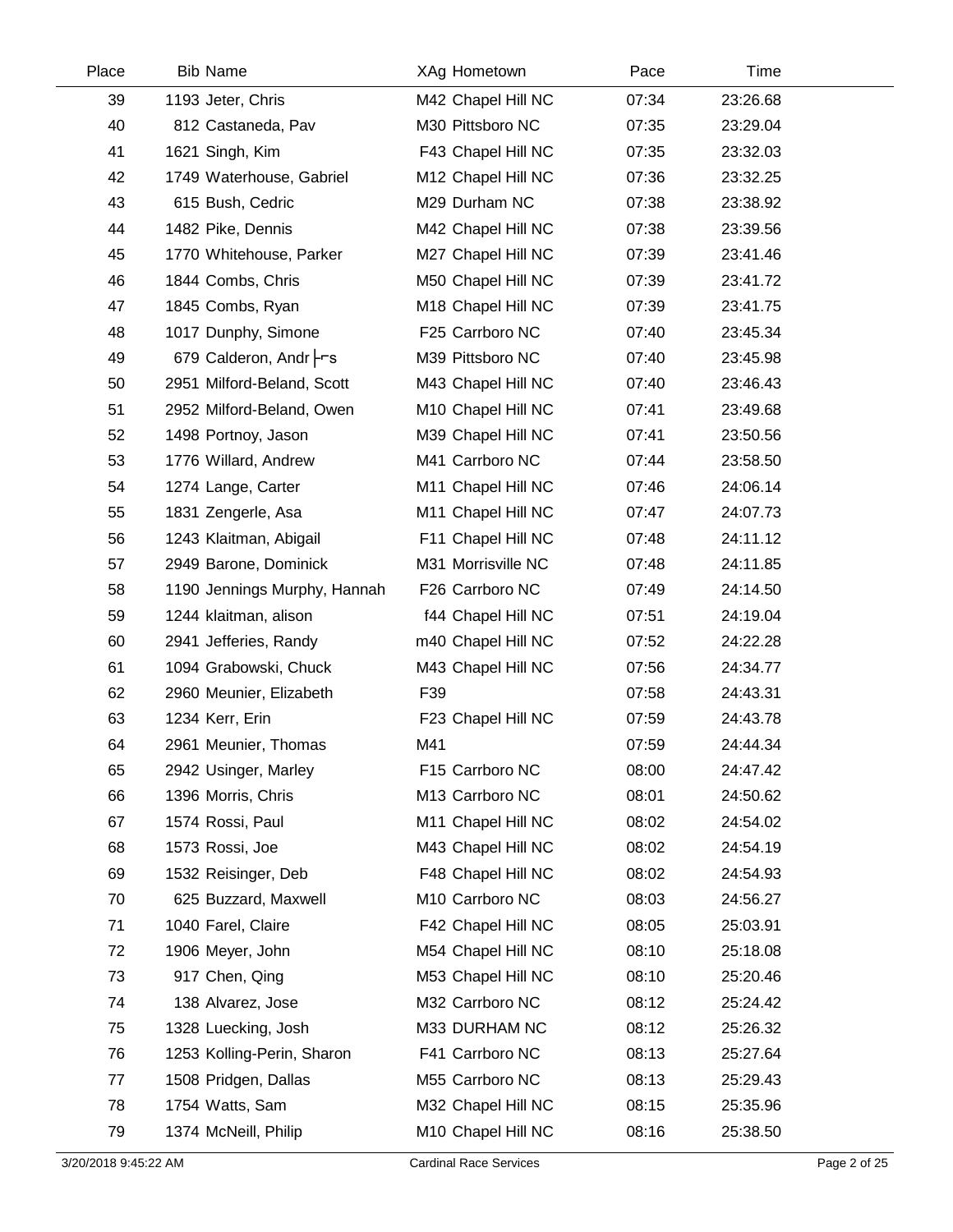| Place | Bib | Name | XAg | Hometown | Pace | Time |
|---|---|---|---|---|---|---|
| 39 | 1193 | Jeter, Chris | M42 | Chapel Hill NC | 07:34 | 23:26.68 |
| 40 | 812 | Castaneda, Pav | M30 | Pittsboro NC | 07:35 | 23:29.04 |
| 41 | 1621 | Singh, Kim | F43 | Chapel Hill NC | 07:35 | 23:32.03 |
| 42 | 1749 | Waterhouse, Gabriel | M12 | Chapel Hill NC | 07:36 | 23:32.25 |
| 43 | 615 | Bush, Cedric | M29 | Durham NC | 07:38 | 23:38.92 |
| 44 | 1482 | Pike, Dennis | M42 | Chapel Hill NC | 07:38 | 23:39.56 |
| 45 | 1770 | Whitehouse, Parker | M27 | Chapel Hill NC | 07:39 | 23:41.46 |
| 46 | 1844 | Combs, Chris | M50 | Chapel Hill NC | 07:39 | 23:41.72 |
| 47 | 1845 | Combs, Ryan | M18 | Chapel Hill NC | 07:39 | 23:41.75 |
| 48 | 1017 | Dunphy, Simone | F25 | Carrboro NC | 07:40 | 23:45.34 |
| 49 | 679 | Calderon, Andr├┬s | M39 | Pittsboro NC | 07:40 | 23:45.98 |
| 50 | 2951 | Milford-Beland, Scott | M43 | Chapel Hill NC | 07:40 | 23:46.43 |
| 51 | 2952 | Milford-Beland, Owen | M10 | Chapel Hill NC | 07:41 | 23:49.68 |
| 52 | 1498 | Portnoy, Jason | M39 | Chapel Hill NC | 07:41 | 23:50.56 |
| 53 | 1776 | Willard, Andrew | M41 | Carrboro NC | 07:44 | 23:58.50 |
| 54 | 1274 | Lange, Carter | M11 | Chapel Hill NC | 07:46 | 24:06.14 |
| 55 | 1831 | Zengerle, Asa | M11 | Chapel Hill NC | 07:47 | 24:07.73 |
| 56 | 1243 | Klaitman, Abigail | F11 | Chapel Hill NC | 07:48 | 24:11.12 |
| 57 | 2949 | Barone, Dominick | M31 | Morrisville NC | 07:48 | 24:11.85 |
| 58 | 1190 | Jennings Murphy, Hannah | F26 | Carrboro NC | 07:49 | 24:14.50 |
| 59 | 1244 | klaitman, alison | f44 | Chapel Hill NC | 07:51 | 24:19.04 |
| 60 | 2941 | Jefferies, Randy | m40 | Chapel Hill NC | 07:52 | 24:22.28 |
| 61 | 1094 | Grabowski, Chuck | M43 | Chapel Hill NC | 07:56 | 24:34.77 |
| 62 | 2960 | Meunier, Elizabeth | F39 | | 07:58 | 24:43.31 |
| 63 | 1234 | Kerr, Erin | F23 | Chapel Hill NC | 07:59 | 24:43.78 |
| 64 | 2961 | Meunier, Thomas | M41 | | 07:59 | 24:44.34 |
| 65 | 2942 | Usinger, Marley | F15 | Carrboro NC | 08:00 | 24:47.42 |
| 66 | 1396 | Morris, Chris | M13 | Carrboro NC | 08:01 | 24:50.62 |
| 67 | 1574 | Rossi, Paul | M11 | Chapel Hill NC | 08:02 | 24:54.02 |
| 68 | 1573 | Rossi, Joe | M43 | Chapel Hill NC | 08:02 | 24:54.19 |
| 69 | 1532 | Reisinger, Deb | F48 | Chapel Hill NC | 08:02 | 24:54.93 |
| 70 | 625 | Buzzard, Maxwell | M10 | Carrboro NC | 08:03 | 24:56.27 |
| 71 | 1040 | Farel, Claire | F42 | Chapel Hill NC | 08:05 | 25:03.91 |
| 72 | 1906 | Meyer, John | M54 | Chapel Hill NC | 08:10 | 25:18.08 |
| 73 | 917 | Chen, Qing | M53 | Chapel Hill NC | 08:10 | 25:20.46 |
| 74 | 138 | Alvarez, Jose | M32 | Carrboro NC | 08:12 | 25:24.42 |
| 75 | 1328 | Luecking, Josh | M33 | DURHAM NC | 08:12 | 25:26.32 |
| 76 | 1253 | Kolling-Perin, Sharon | F41 | Carrboro NC | 08:13 | 25:27.64 |
| 77 | 1508 | Pridgen, Dallas | M55 | Carrboro NC | 08:13 | 25:29.43 |
| 78 | 1754 | Watts, Sam | M32 | Chapel Hill NC | 08:15 | 25:35.96 |
| 79 | 1374 | McNeill, Philip | M10 | Chapel Hill NC | 08:16 | 25:38.50 |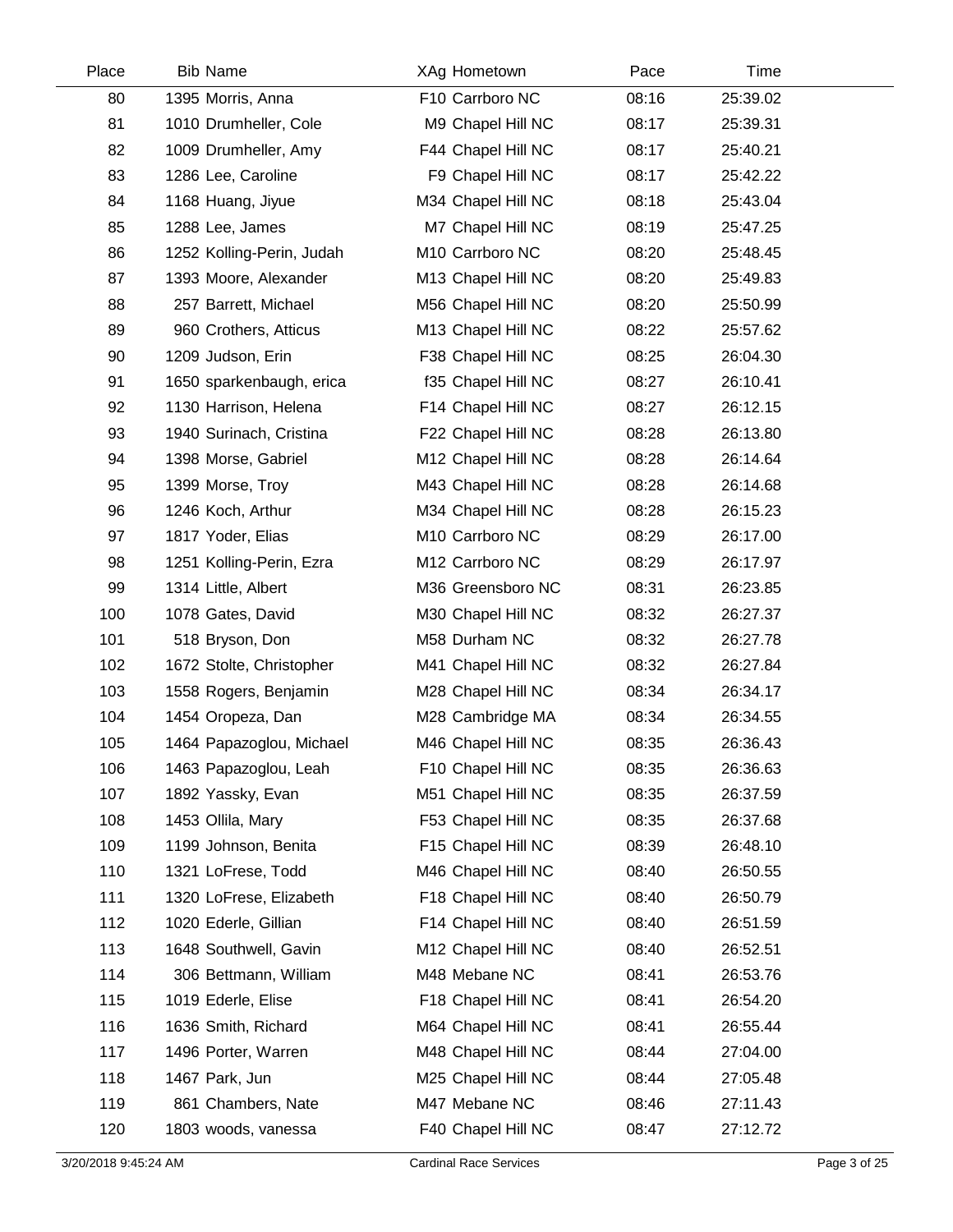| Place | Bib | Name | XAg | Hometown | Pace | Time |
|---|---|---|---|---|---|---|
| 80 | 1395 | Morris, Anna | F10 | Carrboro NC | 08:16 | 25:39.02 |
| 81 | 1010 | Drumheller, Cole | M9 | Chapel Hill NC | 08:17 | 25:39.31 |
| 82 | 1009 | Drumheller, Amy | F44 | Chapel Hill NC | 08:17 | 25:40.21 |
| 83 | 1286 | Lee, Caroline | F9 | Chapel Hill NC | 08:17 | 25:42.22 |
| 84 | 1168 | Huang, Jiyue | M34 | Chapel Hill NC | 08:18 | 25:43.04 |
| 85 | 1288 | Lee, James | M7 | Chapel Hill NC | 08:19 | 25:47.25 |
| 86 | 1252 | Kolling-Perin, Judah | M10 | Carrboro NC | 08:20 | 25:48.45 |
| 87 | 1393 | Moore, Alexander | M13 | Chapel Hill NC | 08:20 | 25:49.83 |
| 88 | 257 | Barrett, Michael | M56 | Chapel Hill NC | 08:20 | 25:50.99 |
| 89 | 960 | Crothers, Atticus | M13 | Chapel Hill NC | 08:22 | 25:57.62 |
| 90 | 1209 | Judson, Erin | F38 | Chapel Hill NC | 08:25 | 26:04.30 |
| 91 | 1650 | sparkenbaugh, erica | f35 | Chapel Hill NC | 08:27 | 26:10.41 |
| 92 | 1130 | Harrison, Helena | F14 | Chapel Hill NC | 08:27 | 26:12.15 |
| 93 | 1940 | Surinach, Cristina | F22 | Chapel Hill NC | 08:28 | 26:13.80 |
| 94 | 1398 | Morse, Gabriel | M12 | Chapel Hill NC | 08:28 | 26:14.64 |
| 95 | 1399 | Morse, Troy | M43 | Chapel Hill NC | 08:28 | 26:14.68 |
| 96 | 1246 | Koch, Arthur | M34 | Chapel Hill NC | 08:28 | 26:15.23 |
| 97 | 1817 | Yoder, Elias | M10 | Carrboro NC | 08:29 | 26:17.00 |
| 98 | 1251 | Kolling-Perin, Ezra | M12 | Carrboro NC | 08:29 | 26:17.97 |
| 99 | 1314 | Little, Albert | M36 | Greensboro NC | 08:31 | 26:23.85 |
| 100 | 1078 | Gates, David | M30 | Chapel Hill NC | 08:32 | 26:27.37 |
| 101 | 518 | Bryson, Don | M58 | Durham NC | 08:32 | 26:27.78 |
| 102 | 1672 | Stolte, Christopher | M41 | Chapel Hill NC | 08:32 | 26:27.84 |
| 103 | 1558 | Rogers, Benjamin | M28 | Chapel Hill NC | 08:34 | 26:34.17 |
| 104 | 1454 | Oropeza, Dan | M28 | Cambridge MA | 08:34 | 26:34.55 |
| 105 | 1464 | Papazoglou, Michael | M46 | Chapel Hill NC | 08:35 | 26:36.43 |
| 106 | 1463 | Papazoglou, Leah | F10 | Chapel Hill NC | 08:35 | 26:36.63 |
| 107 | 1892 | Yassky, Evan | M51 | Chapel Hill NC | 08:35 | 26:37.59 |
| 108 | 1453 | Ollila, Mary | F53 | Chapel Hill NC | 08:35 | 26:37.68 |
| 109 | 1199 | Johnson, Benita | F15 | Chapel Hill NC | 08:39 | 26:48.10 |
| 110 | 1321 | LoFrese, Todd | M46 | Chapel Hill NC | 08:40 | 26:50.55 |
| 111 | 1320 | LoFrese, Elizabeth | F18 | Chapel Hill NC | 08:40 | 26:50.79 |
| 112 | 1020 | Ederle, Gillian | F14 | Chapel Hill NC | 08:40 | 26:51.59 |
| 113 | 1648 | Southwell, Gavin | M12 | Chapel Hill NC | 08:40 | 26:52.51 |
| 114 | 306 | Bettmann, William | M48 | Mebane NC | 08:41 | 26:53.76 |
| 115 | 1019 | Ederle, Elise | F18 | Chapel Hill NC | 08:41 | 26:54.20 |
| 116 | 1636 | Smith, Richard | M64 | Chapel Hill NC | 08:41 | 26:55.44 |
| 117 | 1496 | Porter, Warren | M48 | Chapel Hill NC | 08:44 | 27:04.00 |
| 118 | 1467 | Park, Jun | M25 | Chapel Hill NC | 08:44 | 27:05.48 |
| 119 | 861 | Chambers, Nate | M47 | Mebane NC | 08:46 | 27:11.43 |
| 120 | 1803 | woods, vanessa | F40 | Chapel Hill NC | 08:47 | 27:12.72 |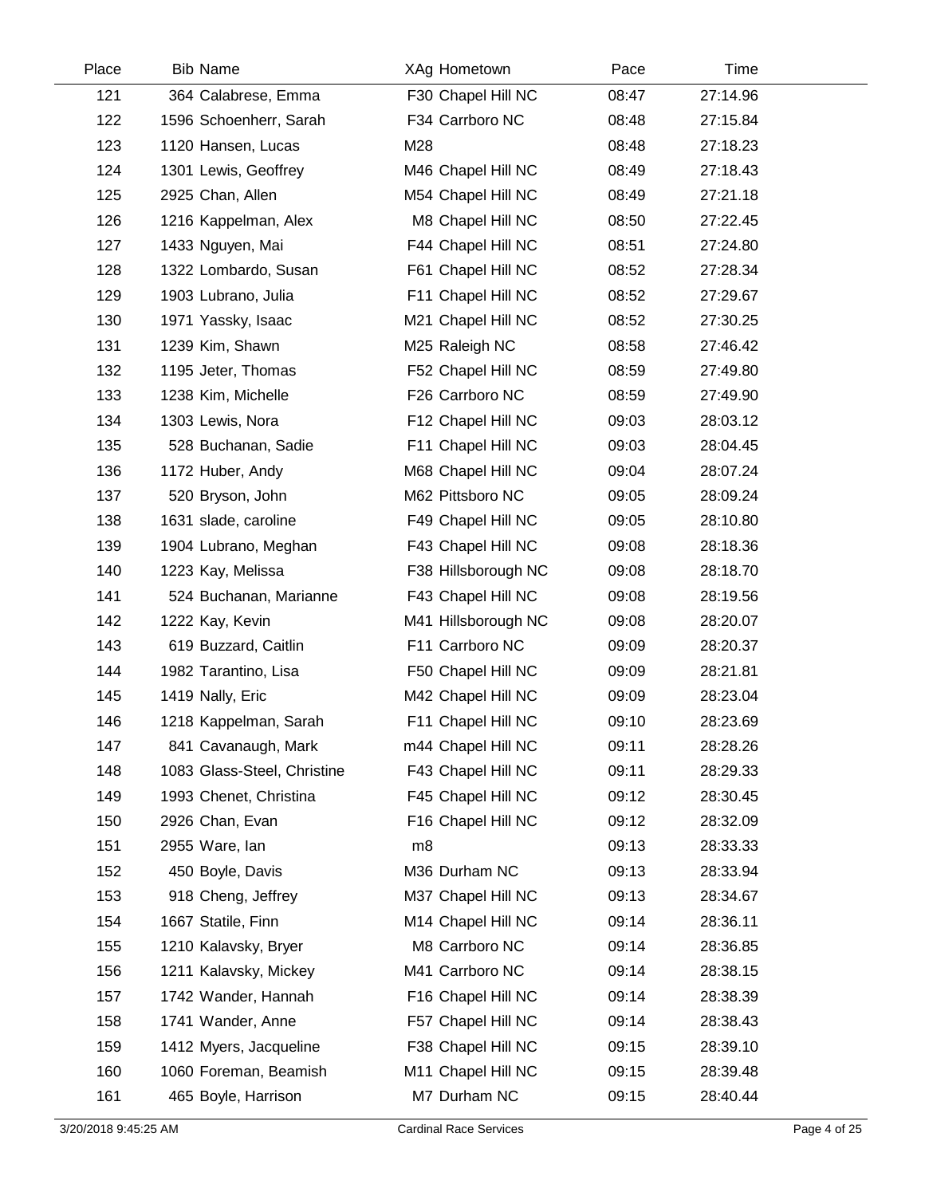| Place | Bib | Name | XAg | Hometown | Pace | Time |
|---|---|---|---|---|---|---|
| 121 | 364 | Calabrese, Emma | F30 | Chapel Hill NC | 08:47 | 27:14.96 |
| 122 | 1596 | Schoenherr, Sarah | F34 | Carrboro NC | 08:48 | 27:15.84 |
| 123 | 1120 | Hansen, Lucas | M28 | | 08:48 | 27:18.23 |
| 124 | 1301 | Lewis, Geoffrey | M46 | Chapel Hill NC | 08:49 | 27:18.43 |
| 125 | 2925 | Chan, Allen | M54 | Chapel Hill NC | 08:49 | 27:21.18 |
| 126 | 1216 | Kappelman, Alex | M8 | Chapel Hill NC | 08:50 | 27:22.45 |
| 127 | 1433 | Nguyen, Mai | F44 | Chapel Hill NC | 08:51 | 27:24.80 |
| 128 | 1322 | Lombardo, Susan | F61 | Chapel Hill NC | 08:52 | 27:28.34 |
| 129 | 1903 | Lubrano, Julia | F11 | Chapel Hill NC | 08:52 | 27:29.67 |
| 130 | 1971 | Yassky, Isaac | M21 | Chapel Hill NC | 08:52 | 27:30.25 |
| 131 | 1239 | Kim, Shawn | M25 | Raleigh NC | 08:58 | 27:46.42 |
| 132 | 1195 | Jeter, Thomas | F52 | Chapel Hill NC | 08:59 | 27:49.80 |
| 133 | 1238 | Kim, Michelle | F26 | Carrboro NC | 08:59 | 27:49.90 |
| 134 | 1303 | Lewis, Nora | F12 | Chapel Hill NC | 09:03 | 28:03.12 |
| 135 | 528 | Buchanan, Sadie | F11 | Chapel Hill NC | 09:03 | 28:04.45 |
| 136 | 1172 | Huber, Andy | M68 | Chapel Hill NC | 09:04 | 28:07.24 |
| 137 | 520 | Bryson, John | M62 | Pittsboro NC | 09:05 | 28:09.24 |
| 138 | 1631 | slade, caroline | F49 | Chapel Hill NC | 09:05 | 28:10.80 |
| 139 | 1904 | Lubrano, Meghan | F43 | Chapel Hill NC | 09:08 | 28:18.36 |
| 140 | 1223 | Kay, Melissa | F38 | Hillsborough NC | 09:08 | 28:18.70 |
| 141 | 524 | Buchanan, Marianne | F43 | Chapel Hill NC | 09:08 | 28:19.56 |
| 142 | 1222 | Kay, Kevin | M41 | Hillsborough NC | 09:08 | 28:20.07 |
| 143 | 619 | Buzzard, Caitlin | F11 | Carrboro NC | 09:09 | 28:20.37 |
| 144 | 1982 | Tarantino, Lisa | F50 | Chapel Hill NC | 09:09 | 28:21.81 |
| 145 | 1419 | Nally, Eric | M42 | Chapel Hill NC | 09:09 | 28:23.04 |
| 146 | 1218 | Kappelman, Sarah | F11 | Chapel Hill NC | 09:10 | 28:23.69 |
| 147 | 841 | Cavanaugh, Mark | m44 | Chapel Hill NC | 09:11 | 28:28.26 |
| 148 | 1083 | Glass-Steel, Christine | F43 | Chapel Hill NC | 09:11 | 28:29.33 |
| 149 | 1993 | Chenet, Christina | F45 | Chapel Hill NC | 09:12 | 28:30.45 |
| 150 | 2926 | Chan, Evan | F16 | Chapel Hill NC | 09:12 | 28:32.09 |
| 151 | 2955 | Ware, Ian | m8 | | 09:13 | 28:33.33 |
| 152 | 450 | Boyle, Davis | M36 | Durham NC | 09:13 | 28:33.94 |
| 153 | 918 | Cheng, Jeffrey | M37 | Chapel Hill NC | 09:13 | 28:34.67 |
| 154 | 1667 | Statile, Finn | M14 | Chapel Hill NC | 09:14 | 28:36.11 |
| 155 | 1210 | Kalavsky, Bryer | M8 | Carrboro NC | 09:14 | 28:36.85 |
| 156 | 1211 | Kalavsky, Mickey | M41 | Carrboro NC | 09:14 | 28:38.15 |
| 157 | 1742 | Wander, Hannah | F16 | Chapel Hill NC | 09:14 | 28:38.39 |
| 158 | 1741 | Wander, Anne | F57 | Chapel Hill NC | 09:14 | 28:38.43 |
| 159 | 1412 | Myers, Jacqueline | F38 | Chapel Hill NC | 09:15 | 28:39.10 |
| 160 | 1060 | Foreman, Beamish | M11 | Chapel Hill NC | 09:15 | 28:39.48 |
| 161 | 465 | Boyle, Harrison | M7 | Durham NC | 09:15 | 28:40.44 |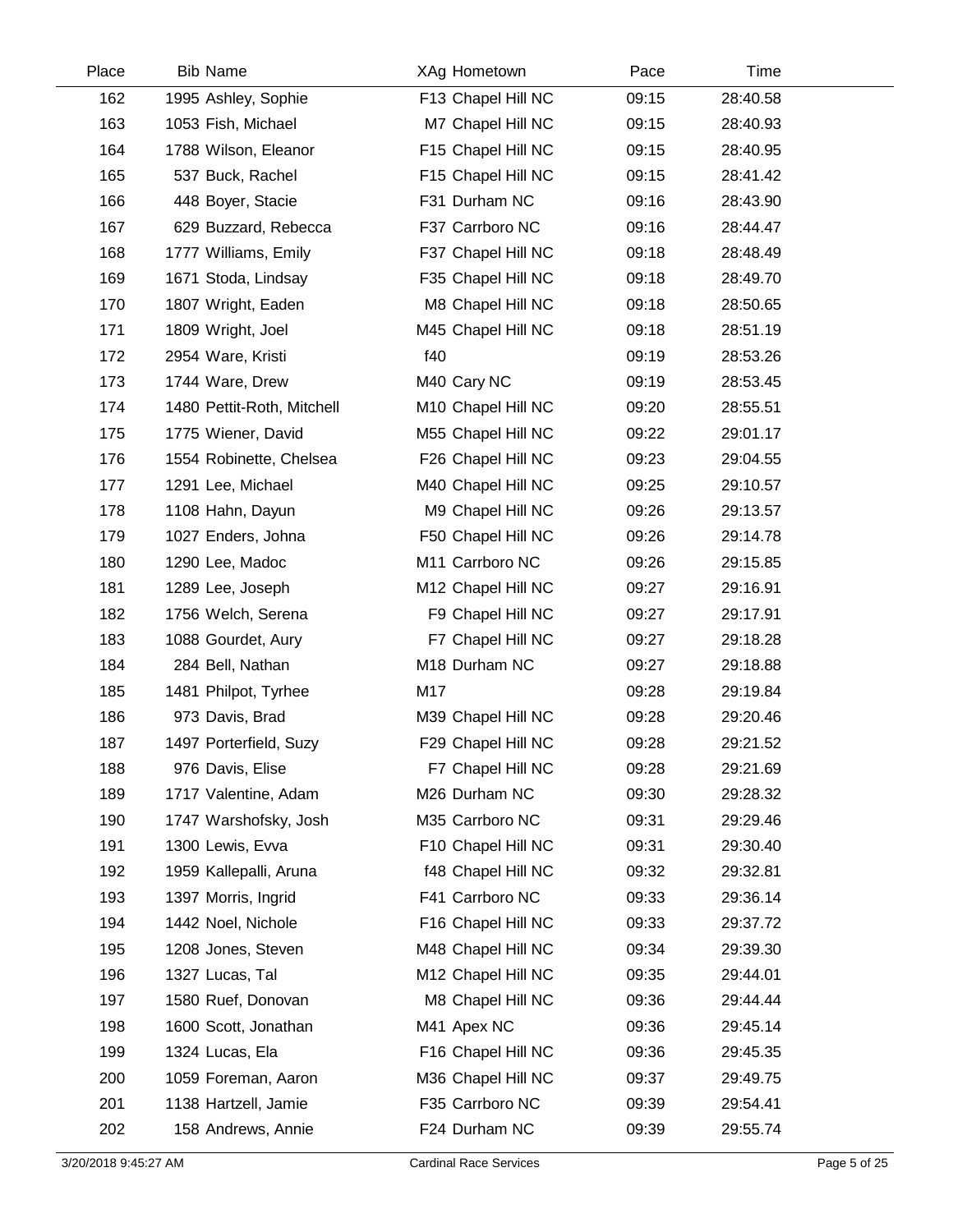| Place | Bib | Name | XAg | Hometown | Pace | Time |
|---|---|---|---|---|---|---|
| 162 | 1995 | Ashley, Sophie | F13 | Chapel Hill NC | 09:15 | 28:40.58 |
| 163 | 1053 | Fish, Michael | M7 | Chapel Hill NC | 09:15 | 28:40.93 |
| 164 | 1788 | Wilson, Eleanor | F15 | Chapel Hill NC | 09:15 | 28:40.95 |
| 165 | 537 | Buck, Rachel | F15 | Chapel Hill NC | 09:15 | 28:41.42 |
| 166 | 448 | Boyer, Stacie | F31 | Durham NC | 09:16 | 28:43.90 |
| 167 | 629 | Buzzard, Rebecca | F37 | Carrboro NC | 09:16 | 28:44.47 |
| 168 | 1777 | Williams, Emily | F37 | Chapel Hill NC | 09:18 | 28:48.49 |
| 169 | 1671 | Stoda, Lindsay | F35 | Chapel Hill NC | 09:18 | 28:49.70 |
| 170 | 1807 | Wright, Eaden | M8 | Chapel Hill NC | 09:18 | 28:50.65 |
| 171 | 1809 | Wright, Joel | M45 | Chapel Hill NC | 09:18 | 28:51.19 |
| 172 | 2954 | Ware, Kristi | f40 | | 09:19 | 28:53.26 |
| 173 | 1744 | Ware, Drew | M40 | Cary NC | 09:19 | 28:53.45 |
| 174 | 1480 | Pettit-Roth, Mitchell | M10 | Chapel Hill NC | 09:20 | 28:55.51 |
| 175 | 1775 | Wiener, David | M55 | Chapel Hill NC | 09:22 | 29:01.17 |
| 176 | 1554 | Robinette, Chelsea | F26 | Chapel Hill NC | 09:23 | 29:04.55 |
| 177 | 1291 | Lee, Michael | M40 | Chapel Hill NC | 09:25 | 29:10.57 |
| 178 | 1108 | Hahn, Dayun | M9 | Chapel Hill NC | 09:26 | 29:13.57 |
| 179 | 1027 | Enders, Johna | F50 | Chapel Hill NC | 09:26 | 29:14.78 |
| 180 | 1290 | Lee, Madoc | M11 | Carrboro NC | 09:26 | 29:15.85 |
| 181 | 1289 | Lee, Joseph | M12 | Chapel Hill NC | 09:27 | 29:16.91 |
| 182 | 1756 | Welch, Serena | F9 | Chapel Hill NC | 09:27 | 29:17.91 |
| 183 | 1088 | Gourdet, Aury | F7 | Chapel Hill NC | 09:27 | 29:18.28 |
| 184 | 284 | Bell, Nathan | M18 | Durham NC | 09:27 | 29:18.88 |
| 185 | 1481 | Philpot, Tyrhee | M17 | | 09:28 | 29:19.84 |
| 186 | 973 | Davis, Brad | M39 | Chapel Hill NC | 09:28 | 29:20.46 |
| 187 | 1497 | Porterfield, Suzy | F29 | Chapel Hill NC | 09:28 | 29:21.52 |
| 188 | 976 | Davis, Elise | F7 | Chapel Hill NC | 09:28 | 29:21.69 |
| 189 | 1717 | Valentine, Adam | M26 | Durham NC | 09:30 | 29:28.32 |
| 190 | 1747 | Warshofsky, Josh | M35 | Carrboro NC | 09:31 | 29:29.46 |
| 191 | 1300 | Lewis, Evva | F10 | Chapel Hill NC | 09:31 | 29:30.40 |
| 192 | 1959 | Kallepalli, Aruna | f48 | Chapel Hill NC | 09:32 | 29:32.81 |
| 193 | 1397 | Morris, Ingrid | F41 | Carrboro NC | 09:33 | 29:36.14 |
| 194 | 1442 | Noel, Nichole | F16 | Chapel Hill NC | 09:33 | 29:37.72 |
| 195 | 1208 | Jones, Steven | M48 | Chapel Hill NC | 09:34 | 29:39.30 |
| 196 | 1327 | Lucas, Tal | M12 | Chapel Hill NC | 09:35 | 29:44.01 |
| 197 | 1580 | Ruef, Donovan | M8 | Chapel Hill NC | 09:36 | 29:44.44 |
| 198 | 1600 | Scott, Jonathan | M41 | Apex NC | 09:36 | 29:45.14 |
| 199 | 1324 | Lucas, Ela | F16 | Chapel Hill NC | 09:36 | 29:45.35 |
| 200 | 1059 | Foreman, Aaron | M36 | Chapel Hill NC | 09:37 | 29:49.75 |
| 201 | 1138 | Hartzell, Jamie | F35 | Carrboro NC | 09:39 | 29:54.41 |
| 202 | 158 | Andrews, Annie | F24 | Durham NC | 09:39 | 29:55.74 |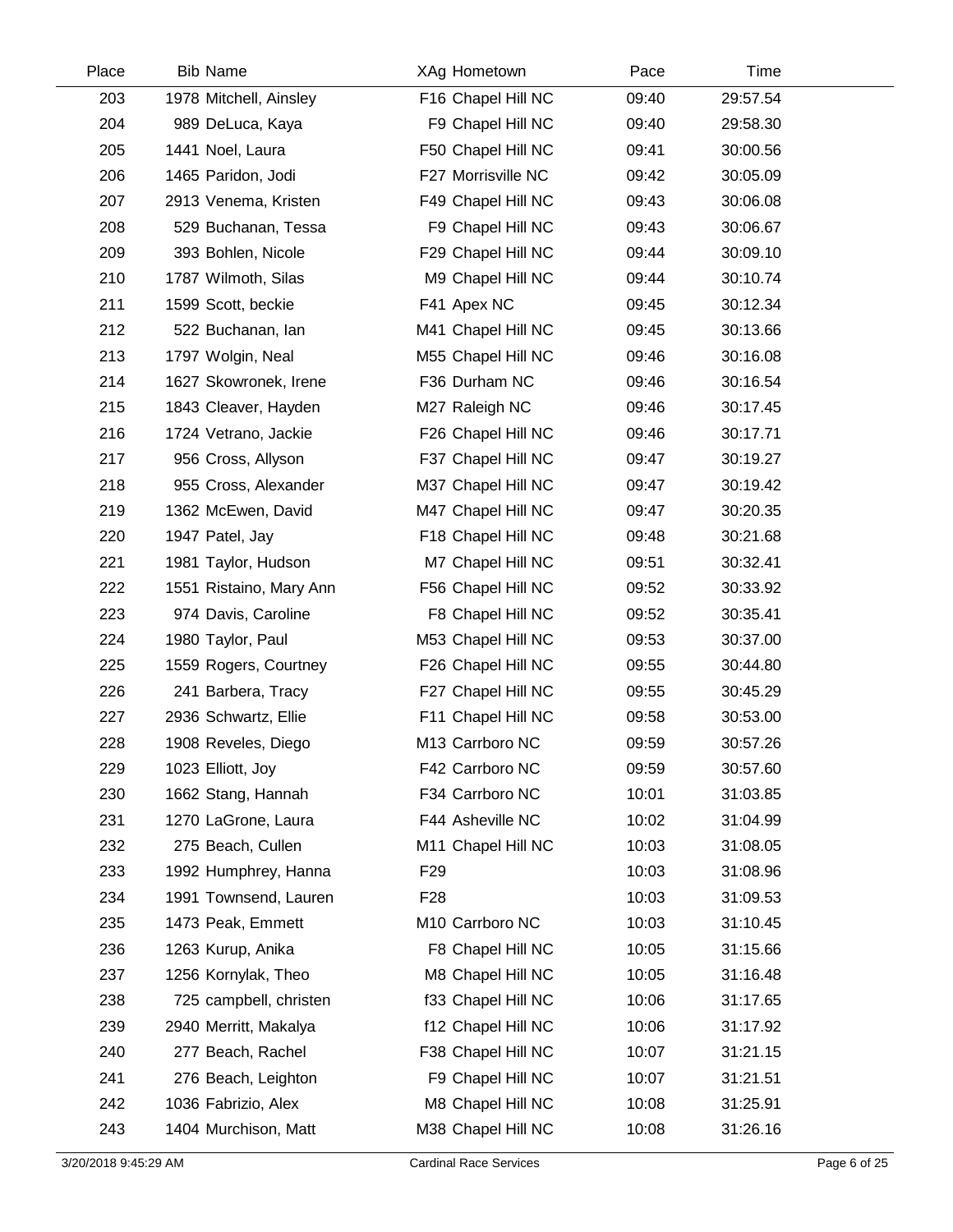| Place | Bib | Name | XAg | Hometown | Pace | Time |
|---|---|---|---|---|---|---|
| 203 | 1978 | Mitchell, Ainsley | F16 | Chapel Hill NC | 09:40 | 29:57.54 |
| 204 | 989 | DeLuca, Kaya | F9 | Chapel Hill NC | 09:40 | 29:58.30 |
| 205 | 1441 | Noel, Laura | F50 | Chapel Hill NC | 09:41 | 30:00.56 |
| 206 | 1465 | Paridon, Jodi | F27 | Morrisville NC | 09:42 | 30:05.09 |
| 207 | 2913 | Venema, Kristen | F49 | Chapel Hill NC | 09:43 | 30:06.08 |
| 208 | 529 | Buchanan, Tessa | F9 | Chapel Hill NC | 09:43 | 30:06.67 |
| 209 | 393 | Bohlen, Nicole | F29 | Chapel Hill NC | 09:44 | 30:09.10 |
| 210 | 1787 | Wilmoth, Silas | M9 | Chapel Hill NC | 09:44 | 30:10.74 |
| 211 | 1599 | Scott, beckie | F41 | Apex NC | 09:45 | 30:12.34 |
| 212 | 522 | Buchanan, Ian | M41 | Chapel Hill NC | 09:45 | 30:13.66 |
| 213 | 1797 | Wolgin, Neal | M55 | Chapel Hill NC | 09:46 | 30:16.08 |
| 214 | 1627 | Skowronek, Irene | F36 | Durham NC | 09:46 | 30:16.54 |
| 215 | 1843 | Cleaver, Hayden | M27 | Raleigh NC | 09:46 | 30:17.45 |
| 216 | 1724 | Vetrano, Jackie | F26 | Chapel Hill NC | 09:46 | 30:17.71 |
| 217 | 956 | Cross, Allyson | F37 | Chapel Hill NC | 09:47 | 30:19.27 |
| 218 | 955 | Cross, Alexander | M37 | Chapel Hill NC | 09:47 | 30:19.42 |
| 219 | 1362 | McEwen, David | M47 | Chapel Hill NC | 09:47 | 30:20.35 |
| 220 | 1947 | Patel, Jay | F18 | Chapel Hill NC | 09:48 | 30:21.68 |
| 221 | 1981 | Taylor, Hudson | M7 | Chapel Hill NC | 09:51 | 30:32.41 |
| 222 | 1551 | Ristaino, Mary Ann | F56 | Chapel Hill NC | 09:52 | 30:33.92 |
| 223 | 974 | Davis, Caroline | F8 | Chapel Hill NC | 09:52 | 30:35.41 |
| 224 | 1980 | Taylor, Paul | M53 | Chapel Hill NC | 09:53 | 30:37.00 |
| 225 | 1559 | Rogers, Courtney | F26 | Chapel Hill NC | 09:55 | 30:44.80 |
| 226 | 241 | Barbera, Tracy | F27 | Chapel Hill NC | 09:55 | 30:45.29 |
| 227 | 2936 | Schwartz, Ellie | F11 | Chapel Hill NC | 09:58 | 30:53.00 |
| 228 | 1908 | Reveles, Diego | M13 | Carrboro NC | 09:59 | 30:57.26 |
| 229 | 1023 | Elliott, Joy | F42 | Carrboro NC | 09:59 | 30:57.60 |
| 230 | 1662 | Stang, Hannah | F34 | Carrboro NC | 10:01 | 31:03.85 |
| 231 | 1270 | LaGrone, Laura | F44 | Asheville NC | 10:02 | 31:04.99 |
| 232 | 275 | Beach, Cullen | M11 | Chapel Hill NC | 10:03 | 31:08.05 |
| 233 | 1992 | Humphrey, Hanna | F29 | | 10:03 | 31:08.96 |
| 234 | 1991 | Townsend, Lauren | F28 | | 10:03 | 31:09.53 |
| 235 | 1473 | Peak, Emmett | M10 | Carrboro NC | 10:03 | 31:10.45 |
| 236 | 1263 | Kurup, Anika | F8 | Chapel Hill NC | 10:05 | 31:15.66 |
| 237 | 1256 | Kornylak, Theo | M8 | Chapel Hill NC | 10:05 | 31:16.48 |
| 238 | 725 | campbell, christen | f33 | Chapel Hill NC | 10:06 | 31:17.65 |
| 239 | 2940 | Merritt, Makalya | f12 | Chapel Hill NC | 10:06 | 31:17.92 |
| 240 | 277 | Beach, Rachel | F38 | Chapel Hill NC | 10:07 | 31:21.15 |
| 241 | 276 | Beach, Leighton | F9 | Chapel Hill NC | 10:07 | 31:21.51 |
| 242 | 1036 | Fabrizio, Alex | M8 | Chapel Hill NC | 10:08 | 31:25.91 |
| 243 | 1404 | Murchison, Matt | M38 | Chapel Hill NC | 10:08 | 31:26.16 |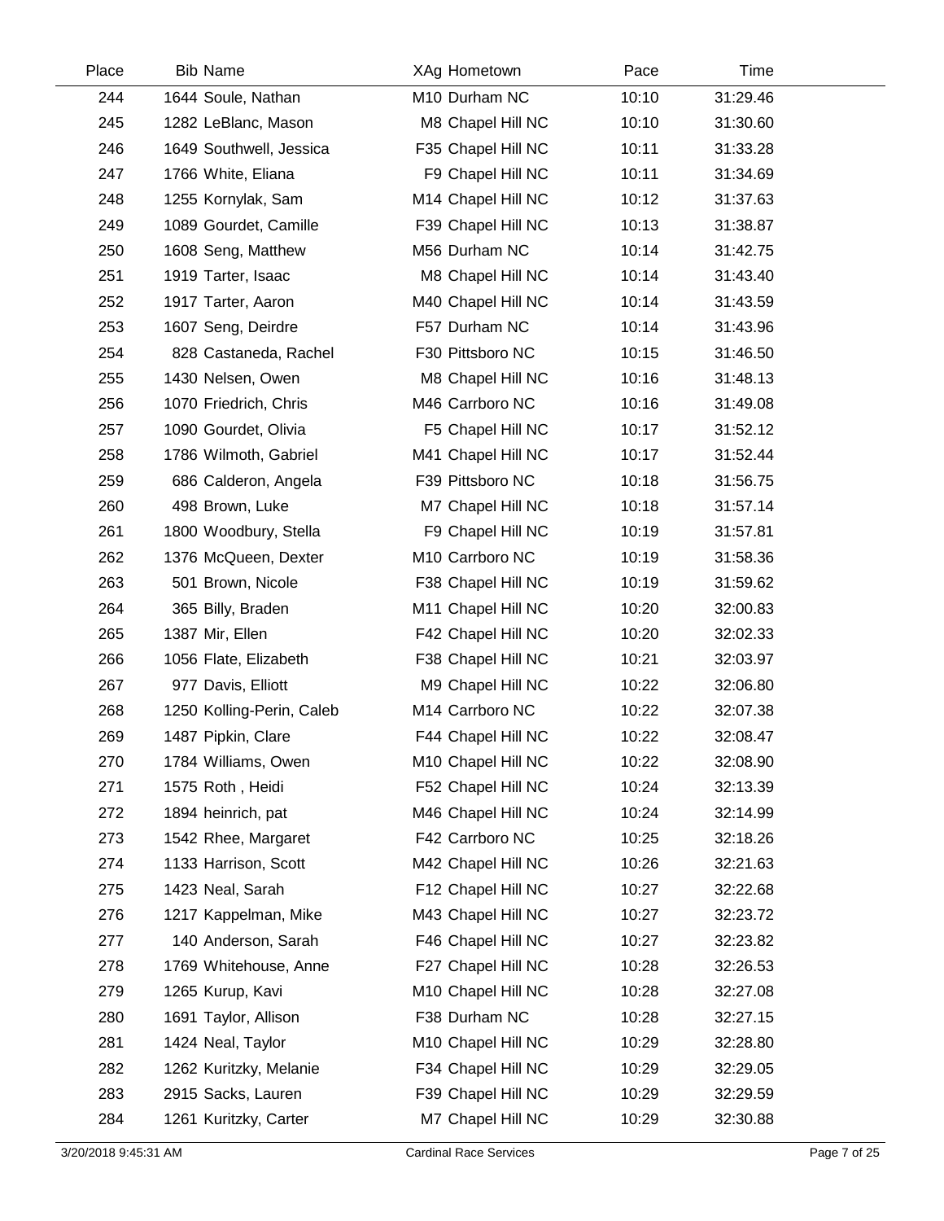| Place | Bib | Name | XAg | Hometown | Pace | Time |
|---|---|---|---|---|---|---|
| 244 | 1644 | Soule, Nathan | M10 | Durham NC | 10:10 | 31:29.46 |
| 245 | 1282 | LeBlanc, Mason | M8 | Chapel Hill NC | 10:10 | 31:30.60 |
| 246 | 1649 | Southwell, Jessica | F35 | Chapel Hill NC | 10:11 | 31:33.28 |
| 247 | 1766 | White, Eliana | F9 | Chapel Hill NC | 10:11 | 31:34.69 |
| 248 | 1255 | Kornylak, Sam | M14 | Chapel Hill NC | 10:12 | 31:37.63 |
| 249 | 1089 | Gourdet, Camille | F39 | Chapel Hill NC | 10:13 | 31:38.87 |
| 250 | 1608 | Seng, Matthew | M56 | Durham NC | 10:14 | 31:42.75 |
| 251 | 1919 | Tarter, Isaac | M8 | Chapel Hill NC | 10:14 | 31:43.40 |
| 252 | 1917 | Tarter, Aaron | M40 | Chapel Hill NC | 10:14 | 31:43.59 |
| 253 | 1607 | Seng, Deirdre | F57 | Durham NC | 10:14 | 31:43.96 |
| 254 | 828 | Castaneda, Rachel | F30 | Pittsboro NC | 10:15 | 31:46.50 |
| 255 | 1430 | Nelsen, Owen | M8 | Chapel Hill NC | 10:16 | 31:48.13 |
| 256 | 1070 | Friedrich, Chris | M46 | Carrboro NC | 10:16 | 31:49.08 |
| 257 | 1090 | Gourdet, Olivia | F5 | Chapel Hill NC | 10:17 | 31:52.12 |
| 258 | 1786 | Wilmoth, Gabriel | M41 | Chapel Hill NC | 10:17 | 31:52.44 |
| 259 | 686 | Calderon, Angela | F39 | Pittsboro NC | 10:18 | 31:56.75 |
| 260 | 498 | Brown, Luke | M7 | Chapel Hill NC | 10:18 | 31:57.14 |
| 261 | 1800 | Woodbury, Stella | F9 | Chapel Hill NC | 10:19 | 31:57.81 |
| 262 | 1376 | McQueen, Dexter | M10 | Carrboro NC | 10:19 | 31:58.36 |
| 263 | 501 | Brown, Nicole | F38 | Chapel Hill NC | 10:19 | 31:59.62 |
| 264 | 365 | Billy, Braden | M11 | Chapel Hill NC | 10:20 | 32:00.83 |
| 265 | 1387 | Mir, Ellen | F42 | Chapel Hill NC | 10:20 | 32:02.33 |
| 266 | 1056 | Flate, Elizabeth | F38 | Chapel Hill NC | 10:21 | 32:03.97 |
| 267 | 977 | Davis, Elliott | M9 | Chapel Hill NC | 10:22 | 32:06.80 |
| 268 | 1250 | Kolling-Perin, Caleb | M14 | Carrboro NC | 10:22 | 32:07.38 |
| 269 | 1487 | Pipkin, Clare | F44 | Chapel Hill NC | 10:22 | 32:08.47 |
| 270 | 1784 | Williams, Owen | M10 | Chapel Hill NC | 10:22 | 32:08.90 |
| 271 | 1575 | Roth , Heidi | F52 | Chapel Hill NC | 10:24 | 32:13.39 |
| 272 | 1894 | heinrich, pat | M46 | Chapel Hill NC | 10:24 | 32:14.99 |
| 273 | 1542 | Rhee, Margaret | F42 | Carrboro NC | 10:25 | 32:18.26 |
| 274 | 1133 | Harrison, Scott | M42 | Chapel Hill NC | 10:26 | 32:21.63 |
| 275 | 1423 | Neal, Sarah | F12 | Chapel Hill NC | 10:27 | 32:22.68 |
| 276 | 1217 | Kappelman, Mike | M43 | Chapel Hill NC | 10:27 | 32:23.72 |
| 277 | 140 | Anderson, Sarah | F46 | Chapel Hill NC | 10:27 | 32:23.82 |
| 278 | 1769 | Whitehouse, Anne | F27 | Chapel Hill NC | 10:28 | 32:26.53 |
| 279 | 1265 | Kurup, Kavi | M10 | Chapel Hill NC | 10:28 | 32:27.08 |
| 280 | 1691 | Taylor, Allison | F38 | Durham NC | 10:28 | 32:27.15 |
| 281 | 1424 | Neal, Taylor | M10 | Chapel Hill NC | 10:29 | 32:28.80 |
| 282 | 1262 | Kuritzky, Melanie | F34 | Chapel Hill NC | 10:29 | 32:29.05 |
| 283 | 2915 | Sacks, Lauren | F39 | Chapel Hill NC | 10:29 | 32:29.59 |
| 284 | 1261 | Kuritzky, Carter | M7 | Chapel Hill NC | 10:29 | 32:30.88 |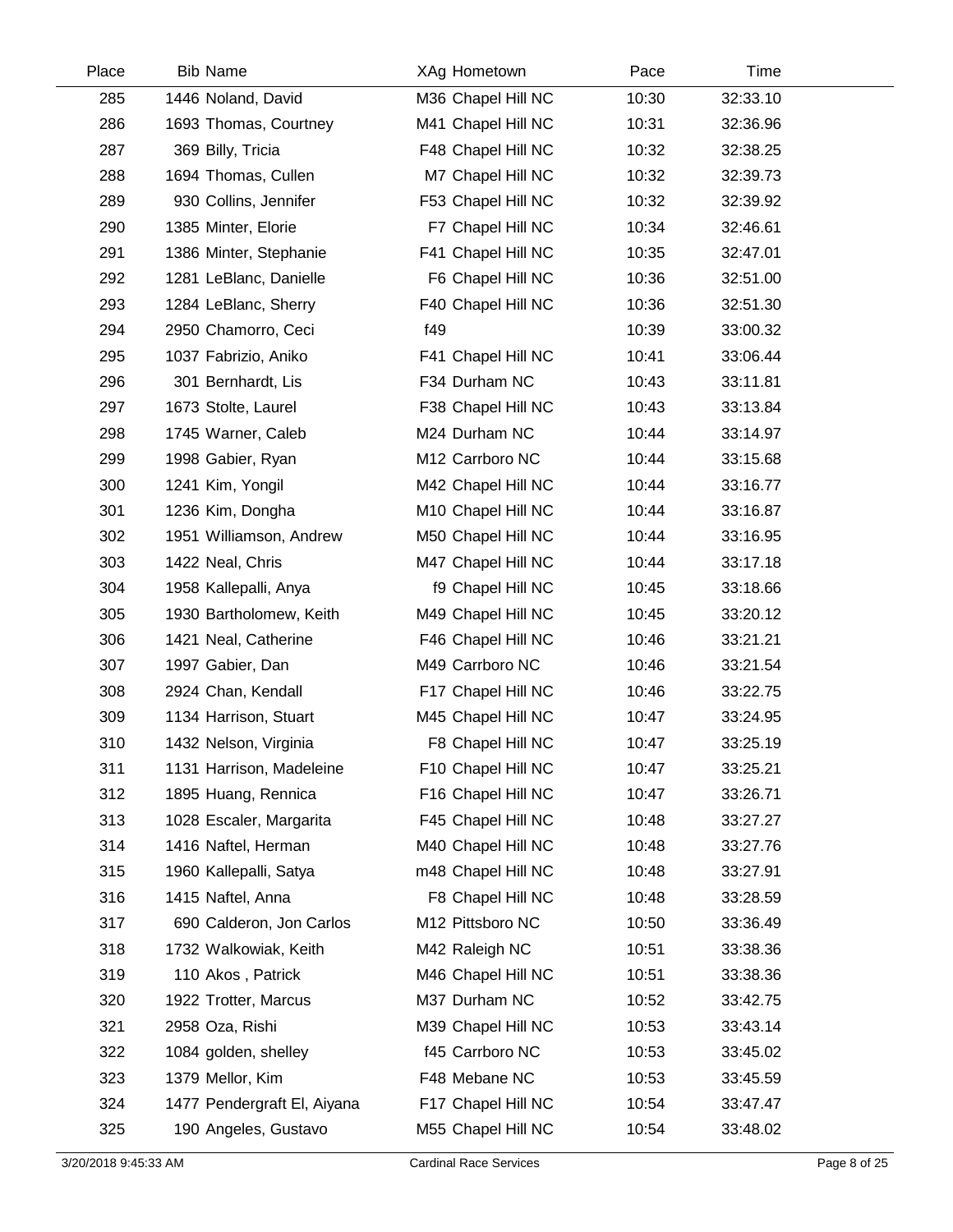| Place | Bib | Name | XAg | Hometown | Pace | Time |
|---|---|---|---|---|---|---|
| 285 | 1446 | Noland, David | M36 | Chapel Hill NC | 10:30 | 32:33.10 |
| 286 | 1693 | Thomas, Courtney | M41 | Chapel Hill NC | 10:31 | 32:36.96 |
| 287 | 369 | Billy, Tricia | F48 | Chapel Hill NC | 10:32 | 32:38.25 |
| 288 | 1694 | Thomas, Cullen | M7 | Chapel Hill NC | 10:32 | 32:39.73 |
| 289 | 930 | Collins, Jennifer | F53 | Chapel Hill NC | 10:32 | 32:39.92 |
| 290 | 1385 | Minter, Elorie | F7 | Chapel Hill NC | 10:34 | 32:46.61 |
| 291 | 1386 | Minter, Stephanie | F41 | Chapel Hill NC | 10:35 | 32:47.01 |
| 292 | 1281 | LeBlanc, Danielle | F6 | Chapel Hill NC | 10:36 | 32:51.00 |
| 293 | 1284 | LeBlanc, Sherry | F40 | Chapel Hill NC | 10:36 | 32:51.30 |
| 294 | 2950 | Chamorro, Ceci | f49 | | 10:39 | 33:00.32 |
| 295 | 1037 | Fabrizio, Aniko | F41 | Chapel Hill NC | 10:41 | 33:06.44 |
| 296 | 301 | Bernhardt, Lis | F34 | Durham NC | 10:43 | 33:11.81 |
| 297 | 1673 | Stolte, Laurel | F38 | Chapel Hill NC | 10:43 | 33:13.84 |
| 298 | 1745 | Warner, Caleb | M24 | Durham NC | 10:44 | 33:14.97 |
| 299 | 1998 | Gabier, Ryan | M12 | Carrboro NC | 10:44 | 33:15.68 |
| 300 | 1241 | Kim, Yongil | M42 | Chapel Hill NC | 10:44 | 33:16.77 |
| 301 | 1236 | Kim, Dongha | M10 | Chapel Hill NC | 10:44 | 33:16.87 |
| 302 | 1951 | Williamson, Andrew | M50 | Chapel Hill NC | 10:44 | 33:16.95 |
| 303 | 1422 | Neal, Chris | M47 | Chapel Hill NC | 10:44 | 33:17.18 |
| 304 | 1958 | Kallepalli, Anya | f9 | Chapel Hill NC | 10:45 | 33:18.66 |
| 305 | 1930 | Bartholomew, Keith | M49 | Chapel Hill NC | 10:45 | 33:20.12 |
| 306 | 1421 | Neal, Catherine | F46 | Chapel Hill NC | 10:46 | 33:21.21 |
| 307 | 1997 | Gabier, Dan | M49 | Carrboro NC | 10:46 | 33:21.54 |
| 308 | 2924 | Chan, Kendall | F17 | Chapel Hill NC | 10:46 | 33:22.75 |
| 309 | 1134 | Harrison, Stuart | M45 | Chapel Hill NC | 10:47 | 33:24.95 |
| 310 | 1432 | Nelson, Virginia | F8 | Chapel Hill NC | 10:47 | 33:25.19 |
| 311 | 1131 | Harrison, Madeleine | F10 | Chapel Hill NC | 10:47 | 33:25.21 |
| 312 | 1895 | Huang, Rennica | F16 | Chapel Hill NC | 10:47 | 33:26.71 |
| 313 | 1028 | Escaler, Margarita | F45 | Chapel Hill NC | 10:48 | 33:27.27 |
| 314 | 1416 | Naftel, Herman | M40 | Chapel Hill NC | 10:48 | 33:27.76 |
| 315 | 1960 | Kallepalli, Satya | m48 | Chapel Hill NC | 10:48 | 33:27.91 |
| 316 | 1415 | Naftel, Anna | F8 | Chapel Hill NC | 10:48 | 33:28.59 |
| 317 | 690 | Calderon, Jon Carlos | M12 | Pittsboro NC | 10:50 | 33:36.49 |
| 318 | 1732 | Walkowiak, Keith | M42 | Raleigh NC | 10:51 | 33:38.36 |
| 319 | 110 | Akos , Patrick | M46 | Chapel Hill NC | 10:51 | 33:38.36 |
| 320 | 1922 | Trotter, Marcus | M37 | Durham NC | 10:52 | 33:42.75 |
| 321 | 2958 | Oza, Rishi | M39 | Chapel Hill NC | 10:53 | 33:43.14 |
| 322 | 1084 | golden, shelley | f45 | Carrboro NC | 10:53 | 33:45.02 |
| 323 | 1379 | Mellor, Kim | F48 | Mebane NC | 10:53 | 33:45.59 |
| 324 | 1477 | Pendergraft El, Aiyana | F17 | Chapel Hill NC | 10:54 | 33:47.47 |
| 325 | 190 | Angeles, Gustavo | M55 | Chapel Hill NC | 10:54 | 33:48.02 |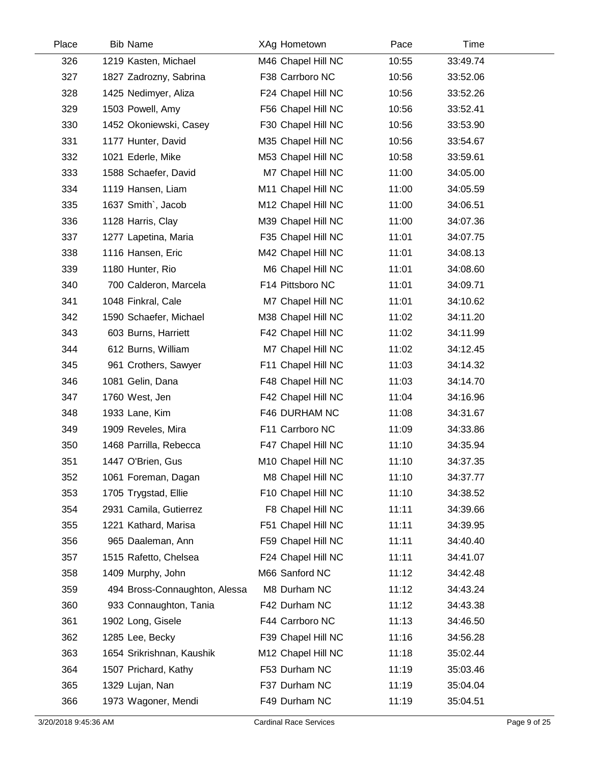| Place | Bib | Name | XAg | Hometown | Pace | Time |
|---|---|---|---|---|---|---|
| 326 | 1219 | Kasten, Michael | M46 | Chapel Hill NC | 10:55 | 33:49.74 |
| 327 | 1827 | Zadrozny, Sabrina | F38 | Carrboro NC | 10:56 | 33:52.06 |
| 328 | 1425 | Nedimyer, Aliza | F24 | Chapel Hill NC | 10:56 | 33:52.26 |
| 329 | 1503 | Powell, Amy | F56 | Chapel Hill NC | 10:56 | 33:52.41 |
| 330 | 1452 | Okoniewski, Casey | F30 | Chapel Hill NC | 10:56 | 33:53.90 |
| 331 | 1177 | Hunter, David | M35 | Chapel Hill NC | 10:56 | 33:54.67 |
| 332 | 1021 | Ederle, Mike | M53 | Chapel Hill NC | 10:58 | 33:59.61 |
| 333 | 1588 | Schaefer, David | M7 | Chapel Hill NC | 11:00 | 34:05.00 |
| 334 | 1119 | Hansen, Liam | M11 | Chapel Hill NC | 11:00 | 34:05.59 |
| 335 | 1637 | Smith`, Jacob | M12 | Chapel Hill NC | 11:00 | 34:06.51 |
| 336 | 1128 | Harris, Clay | M39 | Chapel Hill NC | 11:00 | 34:07.36 |
| 337 | 1277 | Lapetina, Maria | F35 | Chapel Hill NC | 11:01 | 34:07.75 |
| 338 | 1116 | Hansen, Eric | M42 | Chapel Hill NC | 11:01 | 34:08.13 |
| 339 | 1180 | Hunter, Rio | M6 | Chapel Hill NC | 11:01 | 34:08.60 |
| 340 | 700 | Calderon, Marcela | F14 | Pittsboro NC | 11:01 | 34:09.71 |
| 341 | 1048 | Finkral, Cale | M7 | Chapel Hill NC | 11:01 | 34:10.62 |
| 342 | 1590 | Schaefer, Michael | M38 | Chapel Hill NC | 11:02 | 34:11.20 |
| 343 | 603 | Burns, Harriett | F42 | Chapel Hill NC | 11:02 | 34:11.99 |
| 344 | 612 | Burns, William | M7 | Chapel Hill NC | 11:02 | 34:12.45 |
| 345 | 961 | Crothers, Sawyer | F11 | Chapel Hill NC | 11:03 | 34:14.32 |
| 346 | 1081 | Gelin, Dana | F48 | Chapel Hill NC | 11:03 | 34:14.70 |
| 347 | 1760 | West, Jen | F42 | Chapel Hill NC | 11:04 | 34:16.96 |
| 348 | 1933 | Lane, Kim | F46 | DURHAM NC | 11:08 | 34:31.67 |
| 349 | 1909 | Reveles, Mira | F11 | Carrboro NC | 11:09 | 34:33.86 |
| 350 | 1468 | Parrilla, Rebecca | F47 | Chapel Hill NC | 11:10 | 34:35.94 |
| 351 | 1447 | O'Brien, Gus | M10 | Chapel Hill NC | 11:10 | 34:37.35 |
| 352 | 1061 | Foreman, Dagan | M8 | Chapel Hill NC | 11:10 | 34:37.77 |
| 353 | 1705 | Trygstad, Ellie | F10 | Chapel Hill NC | 11:10 | 34:38.52 |
| 354 | 2931 | Camila, Gutierrez | F8 | Chapel Hill NC | 11:11 | 34:39.66 |
| 355 | 1221 | Kathard, Marisa | F51 | Chapel Hill NC | 11:11 | 34:39.95 |
| 356 | 965 | Daaleman, Ann | F59 | Chapel Hill NC | 11:11 | 34:40.40 |
| 357 | 1515 | Rafetto, Chelsea | F24 | Chapel Hill NC | 11:11 | 34:41.07 |
| 358 | 1409 | Murphy, John | M66 | Sanford NC | 11:12 | 34:42.48 |
| 359 | 494 | Bross-Connaughton, Alessa | M8 | Durham NC | 11:12 | 34:43.24 |
| 360 | 933 | Connaughton, Tania | F42 | Durham NC | 11:12 | 34:43.38 |
| 361 | 1902 | Long, Gisele | F44 | Carrboro NC | 11:13 | 34:46.50 |
| 362 | 1285 | Lee, Becky | F39 | Chapel Hill NC | 11:16 | 34:56.28 |
| 363 | 1654 | Srikrishnan, Kaushik | M12 | Chapel Hill NC | 11:18 | 35:02.44 |
| 364 | 1507 | Prichard, Kathy | F53 | Durham NC | 11:19 | 35:03.46 |
| 365 | 1329 | Lujan, Nan | F37 | Durham NC | 11:19 | 35:04.04 |
| 366 | 1973 | Wagoner, Mendi | F49 | Durham NC | 11:19 | 35:04.51 |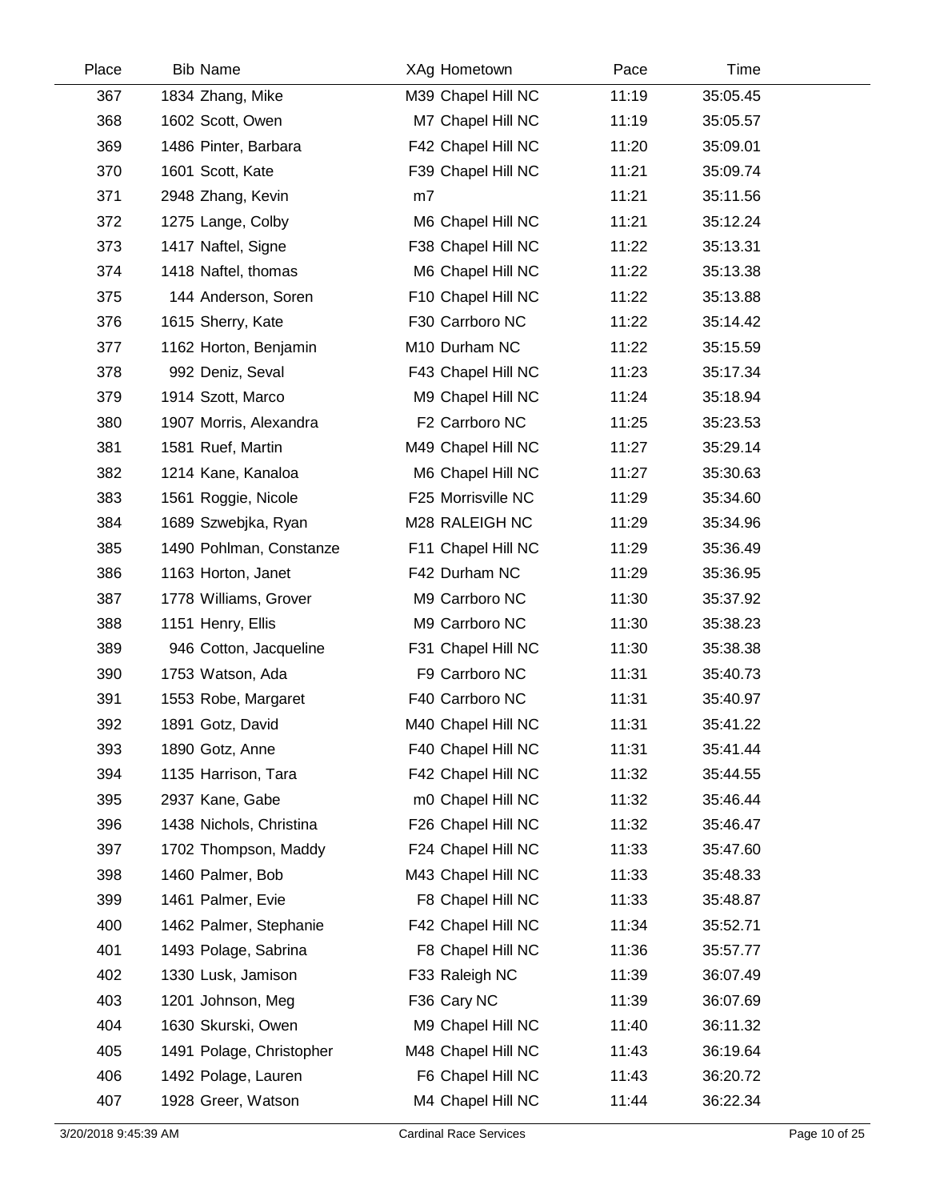| Place | Bib | Name | XAg | Hometown | Pace | Time |
|---|---|---|---|---|---|---|
| 367 | 1834 | Zhang, Mike | M39 | Chapel Hill NC | 11:19 | 35:05.45 |
| 368 | 1602 | Scott, Owen | M7 | Chapel Hill NC | 11:19 | 35:05.57 |
| 369 | 1486 | Pinter, Barbara | F42 | Chapel Hill NC | 11:20 | 35:09.01 |
| 370 | 1601 | Scott, Kate | F39 | Chapel Hill NC | 11:21 | 35:09.74 |
| 371 | 2948 | Zhang, Kevin | m7 | | 11:21 | 35:11.56 |
| 372 | 1275 | Lange, Colby | M6 | Chapel Hill NC | 11:21 | 35:12.24 |
| 373 | 1417 | Naftel, Signe | F38 | Chapel Hill NC | 11:22 | 35:13.31 |
| 374 | 1418 | Naftel, thomas | M6 | Chapel Hill NC | 11:22 | 35:13.38 |
| 375 | 144 | Anderson, Soren | F10 | Chapel Hill NC | 11:22 | 35:13.88 |
| 376 | 1615 | Sherry, Kate | F30 | Carrboro NC | 11:22 | 35:14.42 |
| 377 | 1162 | Horton, Benjamin | M10 | Durham NC | 11:22 | 35:15.59 |
| 378 | 992 | Deniz, Seval | F43 | Chapel Hill NC | 11:23 | 35:17.34 |
| 379 | 1914 | Szott, Marco | M9 | Chapel Hill NC | 11:24 | 35:18.94 |
| 380 | 1907 | Morris, Alexandra | F2 | Carrboro NC | 11:25 | 35:23.53 |
| 381 | 1581 | Ruef, Martin | M49 | Chapel Hill NC | 11:27 | 35:29.14 |
| 382 | 1214 | Kane, Kanaloa | M6 | Chapel Hill NC | 11:27 | 35:30.63 |
| 383 | 1561 | Roggie, Nicole | F25 | Morrisville NC | 11:29 | 35:34.60 |
| 384 | 1689 | Szwebjka, Ryan | M28 | RALEIGH NC | 11:29 | 35:34.96 |
| 385 | 1490 | Pohlman, Constanze | F11 | Chapel Hill NC | 11:29 | 35:36.49 |
| 386 | 1163 | Horton, Janet | F42 | Durham NC | 11:29 | 35:36.95 |
| 387 | 1778 | Williams, Grover | M9 | Carrboro NC | 11:30 | 35:37.92 |
| 388 | 1151 | Henry, Ellis | M9 | Carrboro NC | 11:30 | 35:38.23 |
| 389 | 946 | Cotton, Jacqueline | F31 | Chapel Hill NC | 11:30 | 35:38.38 |
| 390 | 1753 | Watson, Ada | F9 | Carrboro NC | 11:31 | 35:40.73 |
| 391 | 1553 | Robe, Margaret | F40 | Carrboro NC | 11:31 | 35:40.97 |
| 392 | 1891 | Gotz, David | M40 | Chapel Hill NC | 11:31 | 35:41.22 |
| 393 | 1890 | Gotz, Anne | F40 | Chapel Hill NC | 11:31 | 35:41.44 |
| 394 | 1135 | Harrison, Tara | F42 | Chapel Hill NC | 11:32 | 35:44.55 |
| 395 | 2937 | Kane, Gabe | m0 | Chapel Hill NC | 11:32 | 35:46.44 |
| 396 | 1438 | Nichols, Christina | F26 | Chapel Hill NC | 11:32 | 35:46.47 |
| 397 | 1702 | Thompson, Maddy | F24 | Chapel Hill NC | 11:33 | 35:47.60 |
| 398 | 1460 | Palmer, Bob | M43 | Chapel Hill NC | 11:33 | 35:48.33 |
| 399 | 1461 | Palmer, Evie | F8 | Chapel Hill NC | 11:33 | 35:48.87 |
| 400 | 1462 | Palmer, Stephanie | F42 | Chapel Hill NC | 11:34 | 35:52.71 |
| 401 | 1493 | Polage, Sabrina | F8 | Chapel Hill NC | 11:36 | 35:57.77 |
| 402 | 1330 | Lusk, Jamison | F33 | Raleigh NC | 11:39 | 36:07.49 |
| 403 | 1201 | Johnson, Meg | F36 | Cary NC | 11:39 | 36:07.69 |
| 404 | 1630 | Skurski, Owen | M9 | Chapel Hill NC | 11:40 | 36:11.32 |
| 405 | 1491 | Polage, Christopher | M48 | Chapel Hill NC | 11:43 | 36:19.64 |
| 406 | 1492 | Polage, Lauren | F6 | Chapel Hill NC | 11:43 | 36:20.72 |
| 407 | 1928 | Greer, Watson | M4 | Chapel Hill NC | 11:44 | 36:22.34 |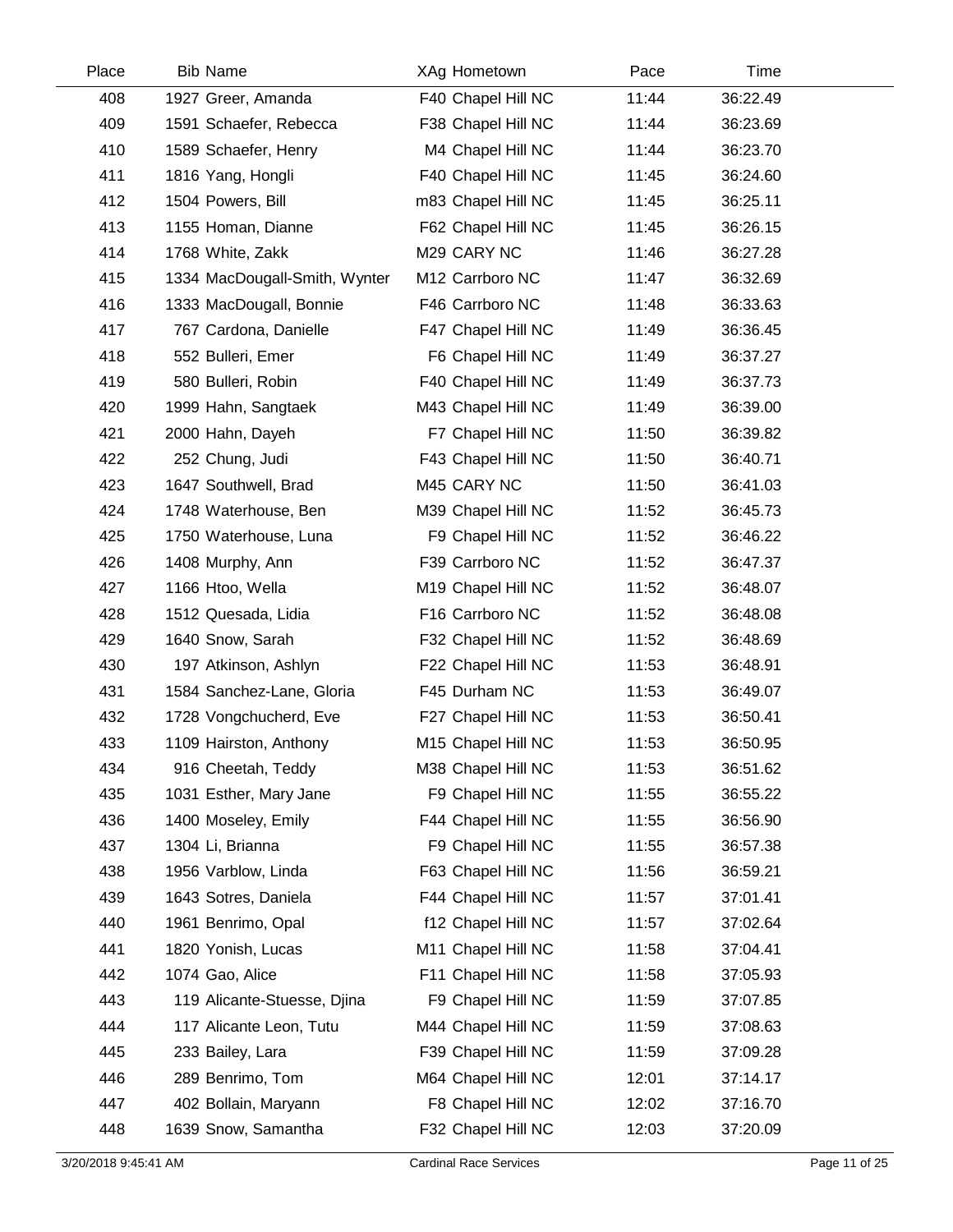| Place | Bib | Name | XAg | Hometown | Pace | Time |
|---|---|---|---|---|---|---|
| 408 | 1927 | Greer, Amanda | F40 | Chapel Hill NC | 11:44 | 36:22.49 |
| 409 | 1591 | Schaefer, Rebecca | F38 | Chapel Hill NC | 11:44 | 36:23.69 |
| 410 | 1589 | Schaefer, Henry | M4 | Chapel Hill NC | 11:44 | 36:23.70 |
| 411 | 1816 | Yang, Hongli | F40 | Chapel Hill NC | 11:45 | 36:24.60 |
| 412 | 1504 | Powers, Bill | m83 | Chapel Hill NC | 11:45 | 36:25.11 |
| 413 | 1155 | Homan, Dianne | F62 | Chapel Hill NC | 11:45 | 36:26.15 |
| 414 | 1768 | White, Zakk | M29 | CARY NC | 11:46 | 36:27.28 |
| 415 | 1334 | MacDougall-Smith, Wynter | M12 | Carrboro NC | 11:47 | 36:32.69 |
| 416 | 1333 | MacDougall, Bonnie | F46 | Carrboro NC | 11:48 | 36:33.63 |
| 417 | 767 | Cardona, Danielle | F47 | Chapel Hill NC | 11:49 | 36:36.45 |
| 418 | 552 | Bulleri, Emer | F6 | Chapel Hill NC | 11:49 | 36:37.27 |
| 419 | 580 | Bulleri, Robin | F40 | Chapel Hill NC | 11:49 | 36:37.73 |
| 420 | 1999 | Hahn, Sangtaek | M43 | Chapel Hill NC | 11:49 | 36:39.00 |
| 421 | 2000 | Hahn, Dayeh | F7 | Chapel Hill NC | 11:50 | 36:39.82 |
| 422 | 252 | Chung, Judi | F43 | Chapel Hill NC | 11:50 | 36:40.71 |
| 423 | 1647 | Southwell, Brad | M45 | CARY NC | 11:50 | 36:41.03 |
| 424 | 1748 | Waterhouse, Ben | M39 | Chapel Hill NC | 11:52 | 36:45.73 |
| 425 | 1750 | Waterhouse, Luna | F9 | Chapel Hill NC | 11:52 | 36:46.22 |
| 426 | 1408 | Murphy, Ann | F39 | Carrboro NC | 11:52 | 36:47.37 |
| 427 | 1166 | Htoo, Wella | M19 | Chapel Hill NC | 11:52 | 36:48.07 |
| 428 | 1512 | Quesada, Lidia | F16 | Carrboro NC | 11:52 | 36:48.08 |
| 429 | 1640 | Snow, Sarah | F32 | Chapel Hill NC | 11:52 | 36:48.69 |
| 430 | 197 | Atkinson, Ashlyn | F22 | Chapel Hill NC | 11:53 | 36:48.91 |
| 431 | 1584 | Sanchez-Lane, Gloria | F45 | Durham NC | 11:53 | 36:49.07 |
| 432 | 1728 | Vongchucherd, Eve | F27 | Chapel Hill NC | 11:53 | 36:50.41 |
| 433 | 1109 | Hairston, Anthony | M15 | Chapel Hill NC | 11:53 | 36:50.95 |
| 434 | 916 | Cheetah, Teddy | M38 | Chapel Hill NC | 11:53 | 36:51.62 |
| 435 | 1031 | Esther, Mary Jane | F9 | Chapel Hill NC | 11:55 | 36:55.22 |
| 436 | 1400 | Moseley, Emily | F44 | Chapel Hill NC | 11:55 | 36:56.90 |
| 437 | 1304 | Li, Brianna | F9 | Chapel Hill NC | 11:55 | 36:57.38 |
| 438 | 1956 | Varblow, Linda | F63 | Chapel Hill NC | 11:56 | 36:59.21 |
| 439 | 1643 | Sotres, Daniela | F44 | Chapel Hill NC | 11:57 | 37:01.41 |
| 440 | 1961 | Benrimo, Opal | f12 | Chapel Hill NC | 11:57 | 37:02.64 |
| 441 | 1820 | Yonish, Lucas | M11 | Chapel Hill NC | 11:58 | 37:04.41 |
| 442 | 1074 | Gao, Alice | F11 | Chapel Hill NC | 11:58 | 37:05.93 |
| 443 | 119 | Alicante-Stuesse, Djina | F9 | Chapel Hill NC | 11:59 | 37:07.85 |
| 444 | 117 | Alicante Leon, Tutu | M44 | Chapel Hill NC | 11:59 | 37:08.63 |
| 445 | 233 | Bailey, Lara | F39 | Chapel Hill NC | 11:59 | 37:09.28 |
| 446 | 289 | Benrimo, Tom | M64 | Chapel Hill NC | 12:01 | 37:14.17 |
| 447 | 402 | Bollain, Maryann | F8 | Chapel Hill NC | 12:02 | 37:16.70 |
| 448 | 1639 | Snow, Samantha | F32 | Chapel Hill NC | 12:03 | 37:20.09 |

3/20/2018 9:45:41 AM — Cardinal Race Services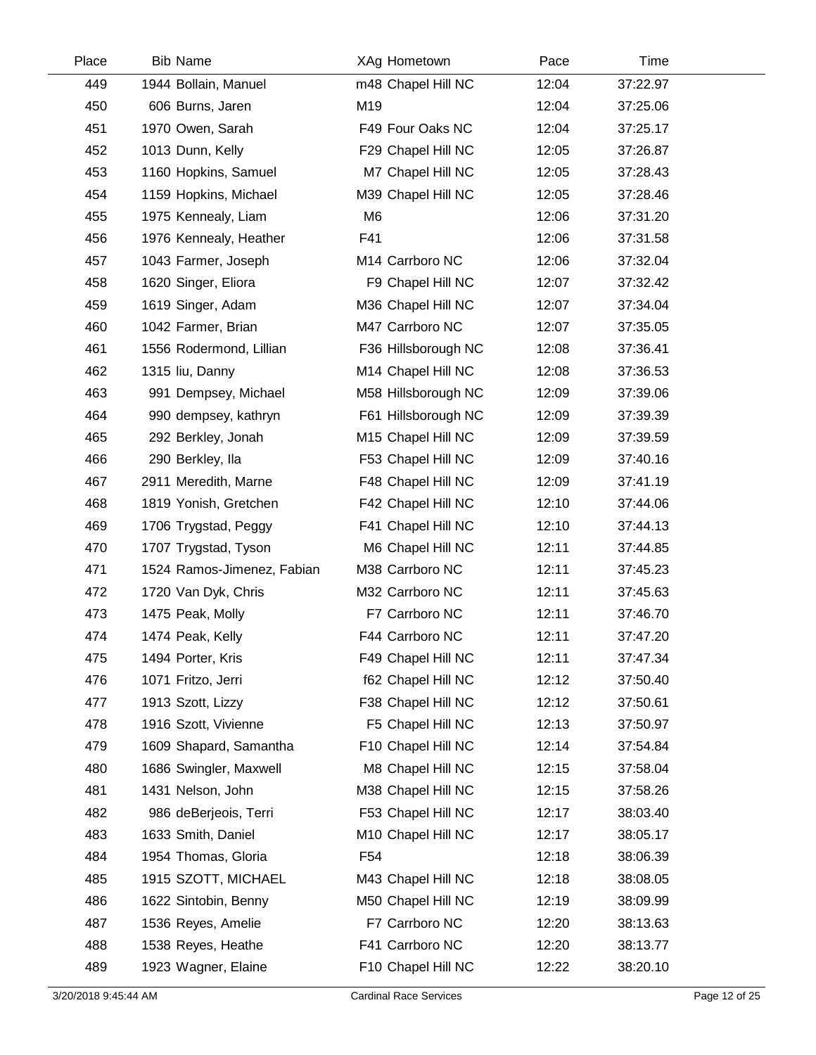| Place | Bib | Name | XAg | Hometown | Pace | Time |
|---|---|---|---|---|---|---|
| 449 | 1944 | Bollain, Manuel | m48 | Chapel Hill NC | 12:04 | 37:22.97 |
| 450 | 606 | Burns, Jaren | M19 | | 12:04 | 37:25.06 |
| 451 | 1970 | Owen, Sarah | F49 | Four Oaks NC | 12:04 | 37:25.17 |
| 452 | 1013 | Dunn, Kelly | F29 | Chapel Hill NC | 12:05 | 37:26.87 |
| 453 | 1160 | Hopkins, Samuel | M7 | Chapel Hill NC | 12:05 | 37:28.43 |
| 454 | 1159 | Hopkins, Michael | M39 | Chapel Hill NC | 12:05 | 37:28.46 |
| 455 | 1975 | Kennealy, Liam | M6 | | 12:06 | 37:31.20 |
| 456 | 1976 | Kennealy, Heather | F41 | | 12:06 | 37:31.58 |
| 457 | 1043 | Farmer, Joseph | M14 | Carrboro NC | 12:06 | 37:32.04 |
| 458 | 1620 | Singer, Eliora | F9 | Chapel Hill NC | 12:07 | 37:32.42 |
| 459 | 1619 | Singer, Adam | M36 | Chapel Hill NC | 12:07 | 37:34.04 |
| 460 | 1042 | Farmer, Brian | M47 | Carrboro NC | 12:07 | 37:35.05 |
| 461 | 1556 | Rodermond, Lillian | F36 | Hillsborough NC | 12:08 | 37:36.41 |
| 462 | 1315 | liu, Danny | M14 | Chapel Hill NC | 12:08 | 37:36.53 |
| 463 | 991 | Dempsey, Michael | M58 | Hillsborough NC | 12:09 | 37:39.06 |
| 464 | 990 | dempsey, kathryn | F61 | Hillsborough NC | 12:09 | 37:39.39 |
| 465 | 292 | Berkley, Jonah | M15 | Chapel Hill NC | 12:09 | 37:39.59 |
| 466 | 290 | Berkley, Ila | F53 | Chapel Hill NC | 12:09 | 37:40.16 |
| 467 | 2911 | Meredith, Marne | F48 | Chapel Hill NC | 12:09 | 37:41.19 |
| 468 | 1819 | Yonish, Gretchen | F42 | Chapel Hill NC | 12:10 | 37:44.06 |
| 469 | 1706 | Trygstad, Peggy | F41 | Chapel Hill NC | 12:10 | 37:44.13 |
| 470 | 1707 | Trygstad, Tyson | M6 | Chapel Hill NC | 12:11 | 37:44.85 |
| 471 | 1524 | Ramos-Jimenez, Fabian | M38 | Carrboro NC | 12:11 | 37:45.23 |
| 472 | 1720 | Van Dyk, Chris | M32 | Carrboro NC | 12:11 | 37:45.63 |
| 473 | 1475 | Peak, Molly | F7 | Carrboro NC | 12:11 | 37:46.70 |
| 474 | 1474 | Peak, Kelly | F44 | Carrboro NC | 12:11 | 37:47.20 |
| 475 | 1494 | Porter, Kris | F49 | Chapel Hill NC | 12:11 | 37:47.34 |
| 476 | 1071 | Fritzo, Jerri | f62 | Chapel Hill NC | 12:12 | 37:50.40 |
| 477 | 1913 | Szott, Lizzy | F38 | Chapel Hill NC | 12:12 | 37:50.61 |
| 478 | 1916 | Szott, Vivienne | F5 | Chapel Hill NC | 12:13 | 37:50.97 |
| 479 | 1609 | Shapard, Samantha | F10 | Chapel Hill NC | 12:14 | 37:54.84 |
| 480 | 1686 | Swingler, Maxwell | M8 | Chapel Hill NC | 12:15 | 37:58.04 |
| 481 | 1431 | Nelson, John | M38 | Chapel Hill NC | 12:15 | 37:58.26 |
| 482 | 986 | deBerjeois, Terri | F53 | Chapel Hill NC | 12:17 | 38:03.40 |
| 483 | 1633 | Smith, Daniel | M10 | Chapel Hill NC | 12:17 | 38:05.17 |
| 484 | 1954 | Thomas, Gloria | F54 | | 12:18 | 38:06.39 |
| 485 | 1915 | SZOTT, MICHAEL | M43 | Chapel Hill NC | 12:18 | 38:08.05 |
| 486 | 1622 | Sintobin, Benny | M50 | Chapel Hill NC | 12:19 | 38:09.99 |
| 487 | 1536 | Reyes, Amelie | F7 | Carrboro NC | 12:20 | 38:13.63 |
| 488 | 1538 | Reyes, Heathe | F41 | Carrboro NC | 12:20 | 38:13.77 |
| 489 | 1923 | Wagner, Elaine | F10 | Chapel Hill NC | 12:22 | 38:20.10 |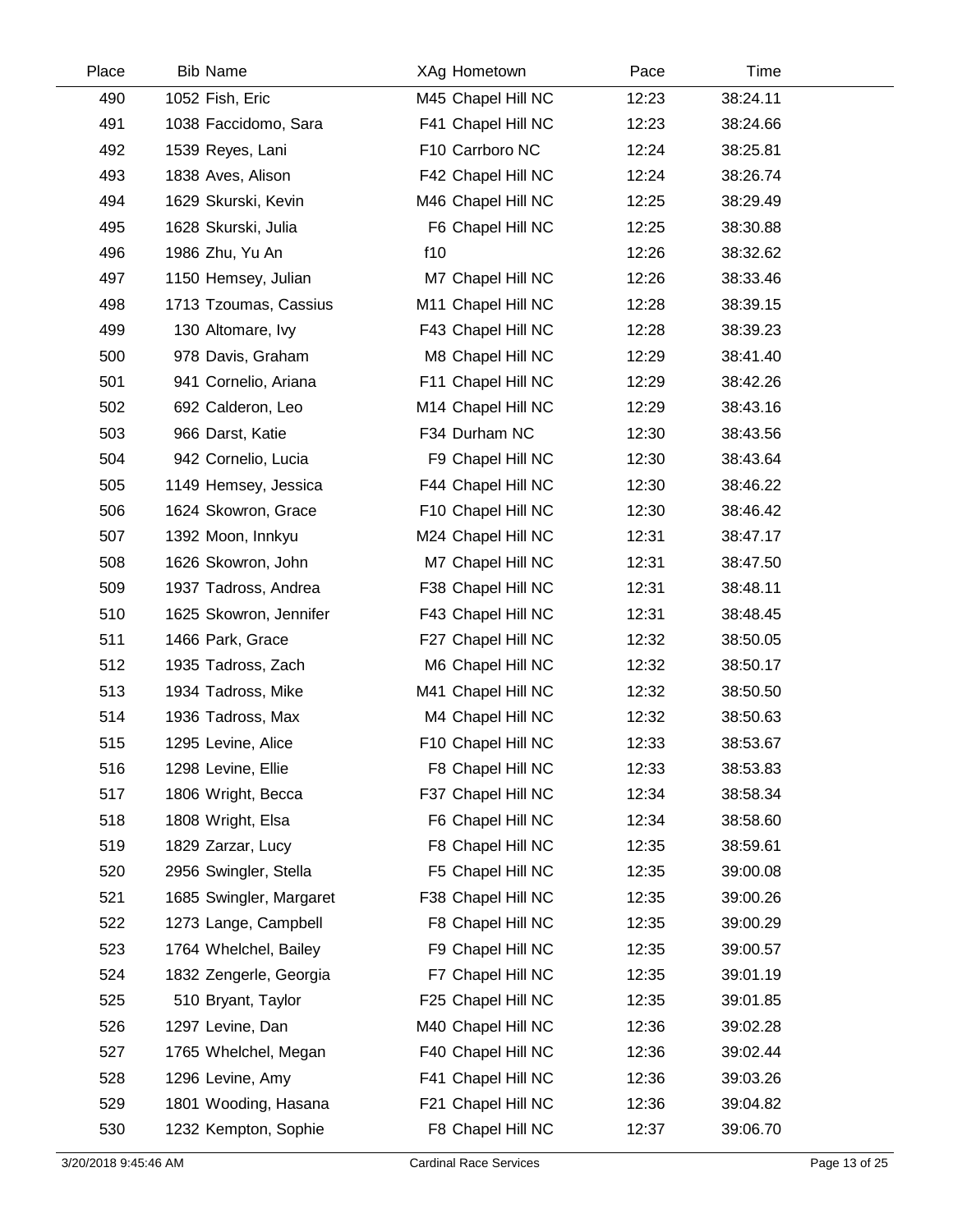| Place | Bib | Name | XAg | Hometown | Pace | Time |
|---|---|---|---|---|---|---|
| 490 | 1052 | Fish, Eric | M45 | Chapel Hill NC | 12:23 | 38:24.11 |
| 491 | 1038 | Faccidomo, Sara | F41 | Chapel Hill NC | 12:23 | 38:24.66 |
| 492 | 1539 | Reyes, Lani | F10 | Carrboro NC | 12:24 | 38:25.81 |
| 493 | 1838 | Aves, Alison | F42 | Chapel Hill NC | 12:24 | 38:26.74 |
| 494 | 1629 | Skurski, Kevin | M46 | Chapel Hill NC | 12:25 | 38:29.49 |
| 495 | 1628 | Skurski, Julia | F6 | Chapel Hill NC | 12:25 | 38:30.88 |
| 496 | 1986 | Zhu, Yu An | f10 | | 12:26 | 38:32.62 |
| 497 | 1150 | Hemsey, Julian | M7 | Chapel Hill NC | 12:26 | 38:33.46 |
| 498 | 1713 | Tzoumas, Cassius | M11 | Chapel Hill NC | 12:28 | 38:39.15 |
| 499 | 130 | Altomare, Ivy | F43 | Chapel Hill NC | 12:28 | 38:39.23 |
| 500 | 978 | Davis, Graham | M8 | Chapel Hill NC | 12:29 | 38:41.40 |
| 501 | 941 | Cornelio, Ariana | F11 | Chapel Hill NC | 12:29 | 38:42.26 |
| 502 | 692 | Calderon, Leo | M14 | Chapel Hill NC | 12:29 | 38:43.16 |
| 503 | 966 | Darst, Katie | F34 | Durham NC | 12:30 | 38:43.56 |
| 504 | 942 | Cornelio, Lucia | F9 | Chapel Hill NC | 12:30 | 38:43.64 |
| 505 | 1149 | Hemsey, Jessica | F44 | Chapel Hill NC | 12:30 | 38:46.22 |
| 506 | 1624 | Skowron, Grace | F10 | Chapel Hill NC | 12:30 | 38:46.42 |
| 507 | 1392 | Moon, Innkyu | M24 | Chapel Hill NC | 12:31 | 38:47.17 |
| 508 | 1626 | Skowron, John | M7 | Chapel Hill NC | 12:31 | 38:47.50 |
| 509 | 1937 | Tadross, Andrea | F38 | Chapel Hill NC | 12:31 | 38:48.11 |
| 510 | 1625 | Skowron, Jennifer | F43 | Chapel Hill NC | 12:31 | 38:48.45 |
| 511 | 1466 | Park, Grace | F27 | Chapel Hill NC | 12:32 | 38:50.05 |
| 512 | 1935 | Tadross, Zach | M6 | Chapel Hill NC | 12:32 | 38:50.17 |
| 513 | 1934 | Tadross, Mike | M41 | Chapel Hill NC | 12:32 | 38:50.50 |
| 514 | 1936 | Tadross, Max | M4 | Chapel Hill NC | 12:32 | 38:50.63 |
| 515 | 1295 | Levine, Alice | F10 | Chapel Hill NC | 12:33 | 38:53.67 |
| 516 | 1298 | Levine, Ellie | F8 | Chapel Hill NC | 12:33 | 38:53.83 |
| 517 | 1806 | Wright, Becca | F37 | Chapel Hill NC | 12:34 | 38:58.34 |
| 518 | 1808 | Wright, Elsa | F6 | Chapel Hill NC | 12:34 | 38:58.60 |
| 519 | 1829 | Zarzar, Lucy | F8 | Chapel Hill NC | 12:35 | 38:59.61 |
| 520 | 2956 | Swingler, Stella | F5 | Chapel Hill NC | 12:35 | 39:00.08 |
| 521 | 1685 | Swingler, Margaret | F38 | Chapel Hill NC | 12:35 | 39:00.26 |
| 522 | 1273 | Lange, Campbell | F8 | Chapel Hill NC | 12:35 | 39:00.29 |
| 523 | 1764 | Whelchel, Bailey | F9 | Chapel Hill NC | 12:35 | 39:00.57 |
| 524 | 1832 | Zengerle, Georgia | F7 | Chapel Hill NC | 12:35 | 39:01.19 |
| 525 | 510 | Bryant, Taylor | F25 | Chapel Hill NC | 12:35 | 39:01.85 |
| 526 | 1297 | Levine, Dan | M40 | Chapel Hill NC | 12:36 | 39:02.28 |
| 527 | 1765 | Whelchel, Megan | F40 | Chapel Hill NC | 12:36 | 39:02.44 |
| 528 | 1296 | Levine, Amy | F41 | Chapel Hill NC | 12:36 | 39:03.26 |
| 529 | 1801 | Wooding, Hasana | F21 | Chapel Hill NC | 12:36 | 39:04.82 |
| 530 | 1232 | Kempton, Sophie | F8 | Chapel Hill NC | 12:37 | 39:06.70 |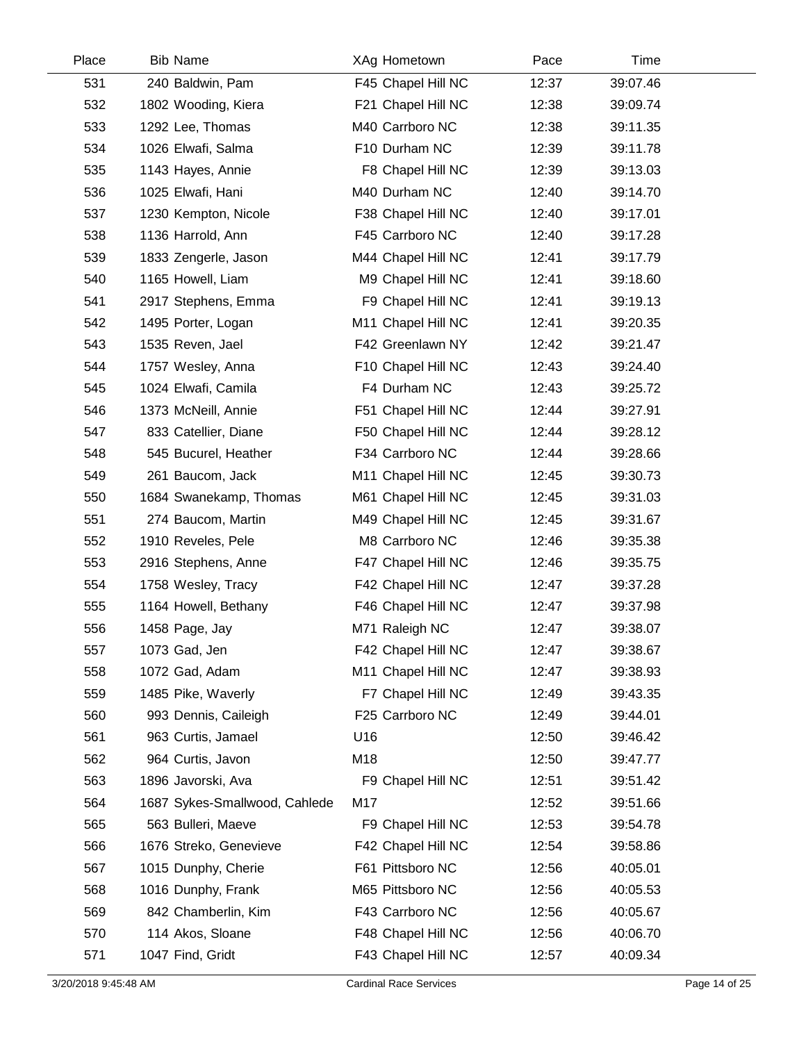| Place | Bib | Name | XAg | Hometown | Pace | Time |
|---|---|---|---|---|---|---|
| 531 | 240 | Baldwin, Pam | F45 | Chapel Hill NC | 12:37 | 39:07.46 |
| 532 | 1802 | Wooding, Kiera | F21 | Chapel Hill NC | 12:38 | 39:09.74 |
| 533 | 1292 | Lee, Thomas | M40 | Carrboro NC | 12:38 | 39:11.35 |
| 534 | 1026 | Elwafi, Salma | F10 | Durham NC | 12:39 | 39:11.78 |
| 535 | 1143 | Hayes, Annie | F8 | Chapel Hill NC | 12:39 | 39:13.03 |
| 536 | 1025 | Elwafi, Hani | M40 | Durham NC | 12:40 | 39:14.70 |
| 537 | 1230 | Kempton, Nicole | F38 | Chapel Hill NC | 12:40 | 39:17.01 |
| 538 | 1136 | Harrold, Ann | F45 | Carrboro NC | 12:40 | 39:17.28 |
| 539 | 1833 | Zengerle, Jason | M44 | Chapel Hill NC | 12:41 | 39:17.79 |
| 540 | 1165 | Howell, Liam | M9 | Chapel Hill NC | 12:41 | 39:18.60 |
| 541 | 2917 | Stephens, Emma | F9 | Chapel Hill NC | 12:41 | 39:19.13 |
| 542 | 1495 | Porter, Logan | M11 | Chapel Hill NC | 12:41 | 39:20.35 |
| 543 | 1535 | Reven, Jael | F42 | Greenlawn NY | 12:42 | 39:21.47 |
| 544 | 1757 | Wesley, Anna | F10 | Chapel Hill NC | 12:43 | 39:24.40 |
| 545 | 1024 | Elwafi, Camila | F4 | Durham NC | 12:43 | 39:25.72 |
| 546 | 1373 | McNeill, Annie | F51 | Chapel Hill NC | 12:44 | 39:27.91 |
| 547 | 833 | Catellier, Diane | F50 | Chapel Hill NC | 12:44 | 39:28.12 |
| 548 | 545 | Bucurel, Heather | F34 | Carrboro NC | 12:44 | 39:28.66 |
| 549 | 261 | Baucom, Jack | M11 | Chapel Hill NC | 12:45 | 39:30.73 |
| 550 | 1684 | Swanekamp, Thomas | M61 | Chapel Hill NC | 12:45 | 39:31.03 |
| 551 | 274 | Baucom, Martin | M49 | Chapel Hill NC | 12:45 | 39:31.67 |
| 552 | 1910 | Reveles, Pele | M8 | Carrboro NC | 12:46 | 39:35.38 |
| 553 | 2916 | Stephens, Anne | F47 | Chapel Hill NC | 12:46 | 39:35.75 |
| 554 | 1758 | Wesley, Tracy | F42 | Chapel Hill NC | 12:47 | 39:37.28 |
| 555 | 1164 | Howell, Bethany | F46 | Chapel Hill NC | 12:47 | 39:37.98 |
| 556 | 1458 | Page, Jay | M71 | Raleigh NC | 12:47 | 39:38.07 |
| 557 | 1073 | Gad, Jen | F42 | Chapel Hill NC | 12:47 | 39:38.67 |
| 558 | 1072 | Gad, Adam | M11 | Chapel Hill NC | 12:47 | 39:38.93 |
| 559 | 1485 | Pike, Waverly | F7 | Chapel Hill NC | 12:49 | 39:43.35 |
| 560 | 993 | Dennis, Caileigh | F25 | Carrboro NC | 12:49 | 39:44.01 |
| 561 | 963 | Curtis, Jamael | U16 | | 12:50 | 39:46.42 |
| 562 | 964 | Curtis, Javon | M18 | | 12:50 | 39:47.77 |
| 563 | 1896 | Javorski, Ava | F9 | Chapel Hill NC | 12:51 | 39:51.42 |
| 564 | 1687 | Sykes-Smallwood, Cahlede | M17 | | 12:52 | 39:51.66 |
| 565 | 563 | Bulleri, Maeve | F9 | Chapel Hill NC | 12:53 | 39:54.78 |
| 566 | 1676 | Streko, Genevieve | F42 | Chapel Hill NC | 12:54 | 39:58.86 |
| 567 | 1015 | Dunphy, Cherie | F61 | Pittsboro NC | 12:56 | 40:05.01 |
| 568 | 1016 | Dunphy, Frank | M65 | Pittsboro NC | 12:56 | 40:05.53 |
| 569 | 842 | Chamberlin, Kim | F43 | Carrboro NC | 12:56 | 40:05.67 |
| 570 | 114 | Akos, Sloane | F48 | Chapel Hill NC | 12:56 | 40:06.70 |
| 571 | 1047 | Find, Gridt | F43 | Chapel Hill NC | 12:57 | 40:09.34 |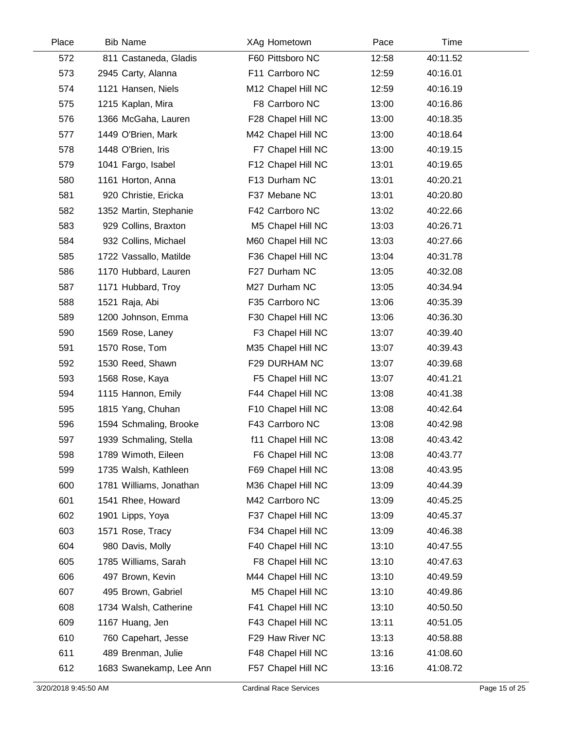| Place | Bib | Name | XAg | Hometown | Pace | Time |
|---|---|---|---|---|---|---|
| 572 | 811 | Castaneda, Gladis | F60 | Pittsboro NC | 12:58 | 40:11.52 |
| 573 | 2945 | Carty, Alanna | F11 | Carrboro NC | 12:59 | 40:16.01 |
| 574 | 1121 | Hansen, Niels | M12 | Chapel Hill NC | 12:59 | 40:16.19 |
| 575 | 1215 | Kaplan, Mira | F8 | Carrboro NC | 13:00 | 40:16.86 |
| 576 | 1366 | McGaha, Lauren | F28 | Chapel Hill NC | 13:00 | 40:18.35 |
| 577 | 1449 | O'Brien, Mark | M42 | Chapel Hill NC | 13:00 | 40:18.64 |
| 578 | 1448 | O'Brien, Iris | F7 | Chapel Hill NC | 13:00 | 40:19.15 |
| 579 | 1041 | Fargo, Isabel | F12 | Chapel Hill NC | 13:01 | 40:19.65 |
| 580 | 1161 | Horton, Anna | F13 | Durham NC | 13:01 | 40:20.21 |
| 581 | 920 | Christie, Ericka | F37 | Mebane NC | 13:01 | 40:20.80 |
| 582 | 1352 | Martin, Stephanie | F42 | Carrboro NC | 13:02 | 40:22.66 |
| 583 | 929 | Collins, Braxton | M5 | Chapel Hill NC | 13:03 | 40:26.71 |
| 584 | 932 | Collins, Michael | M60 | Chapel Hill NC | 13:03 | 40:27.66 |
| 585 | 1722 | Vassallo, Matilde | F36 | Chapel Hill NC | 13:04 | 40:31.78 |
| 586 | 1170 | Hubbard, Lauren | F27 | Durham NC | 13:05 | 40:32.08 |
| 587 | 1171 | Hubbard, Troy | M27 | Durham NC | 13:05 | 40:34.94 |
| 588 | 1521 | Raja, Abi | F35 | Carrboro NC | 13:06 | 40:35.39 |
| 589 | 1200 | Johnson, Emma | F30 | Chapel Hill NC | 13:06 | 40:36.30 |
| 590 | 1569 | Rose, Laney | F3 | Chapel Hill NC | 13:07 | 40:39.40 |
| 591 | 1570 | Rose, Tom | M35 | Chapel Hill NC | 13:07 | 40:39.43 |
| 592 | 1530 | Reed, Shawn | F29 | DURHAM NC | 13:07 | 40:39.68 |
| 593 | 1568 | Rose, Kaya | F5 | Chapel Hill NC | 13:07 | 40:41.21 |
| 594 | 1115 | Hannon, Emily | F44 | Chapel Hill NC | 13:08 | 40:41.38 |
| 595 | 1815 | Yang, Chuhan | F10 | Chapel Hill NC | 13:08 | 40:42.64 |
| 596 | 1594 | Schmaling, Brooke | F43 | Carrboro NC | 13:08 | 40:42.98 |
| 597 | 1939 | Schmaling, Stella | f11 | Chapel Hill NC | 13:08 | 40:43.42 |
| 598 | 1789 | Wimoth, Eileen | F6 | Chapel Hill NC | 13:08 | 40:43.77 |
| 599 | 1735 | Walsh, Kathleen | F69 | Chapel Hill NC | 13:08 | 40:43.95 |
| 600 | 1781 | Williams, Jonathan | M36 | Chapel Hill NC | 13:09 | 40:44.39 |
| 601 | 1541 | Rhee, Howard | M42 | Carrboro NC | 13:09 | 40:45.25 |
| 602 | 1901 | Lipps, Yoya | F37 | Chapel Hill NC | 13:09 | 40:45.37 |
| 603 | 1571 | Rose, Tracy | F34 | Chapel Hill NC | 13:09 | 40:46.38 |
| 604 | 980 | Davis, Molly | F40 | Chapel Hill NC | 13:10 | 40:47.55 |
| 605 | 1785 | Williams, Sarah | F8 | Chapel Hill NC | 13:10 | 40:47.63 |
| 606 | 497 | Brown, Kevin | M44 | Chapel Hill NC | 13:10 | 40:49.59 |
| 607 | 495 | Brown, Gabriel | M5 | Chapel Hill NC | 13:10 | 40:49.86 |
| 608 | 1734 | Walsh, Catherine | F41 | Chapel Hill NC | 13:10 | 40:50.50 |
| 609 | 1167 | Huang, Jen | F43 | Chapel Hill NC | 13:11 | 40:51.05 |
| 610 | 760 | Capehart, Jesse | F29 | Haw River NC | 13:13 | 40:58.88 |
| 611 | 489 | Brenman, Julie | F48 | Chapel Hill NC | 13:16 | 41:08.60 |
| 612 | 1683 | Swanekamp, Lee Ann | F57 | Chapel Hill NC | 13:16 | 41:08.72 |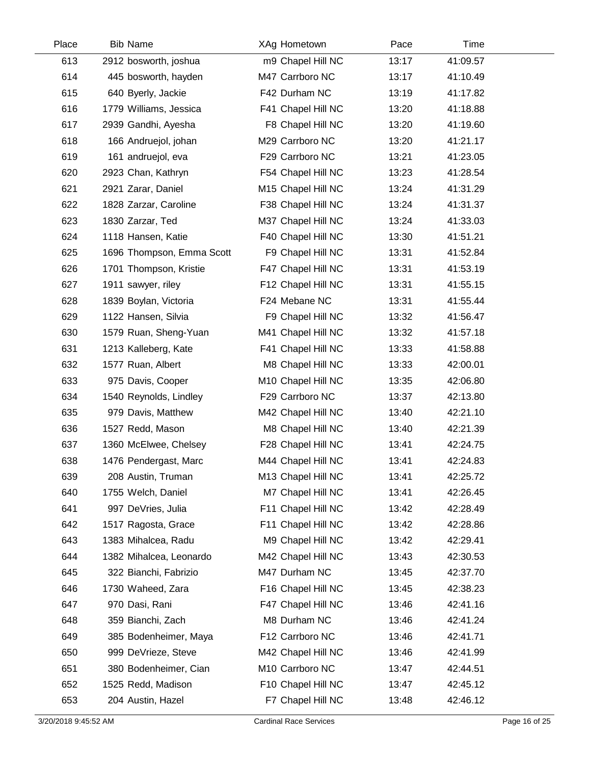| Place | Bib | Name | XAg | Hometown | Pace | Time |
|---|---|---|---|---|---|---|
| 613 | 2912 | bosworth, joshua | m9 | Chapel Hill NC | 13:17 | 41:09.57 |
| 614 | 445 | bosworth, hayden | M47 | Carrboro NC | 13:17 | 41:10.49 |
| 615 | 640 | Byerly, Jackie | F42 | Durham NC | 13:19 | 41:17.82 |
| 616 | 1779 | Williams, Jessica | F41 | Chapel Hill NC | 13:20 | 41:18.88 |
| 617 | 2939 | Gandhi, Ayesha | F8 | Chapel Hill NC | 13:20 | 41:19.60 |
| 618 | 166 | Andruejol, johan | M29 | Carrboro NC | 13:20 | 41:21.17 |
| 619 | 161 | andruejol, eva | F29 | Carrboro NC | 13:21 | 41:23.05 |
| 620 | 2923 | Chan, Kathryn | F54 | Chapel Hill NC | 13:23 | 41:28.54 |
| 621 | 2921 | Zarar, Daniel | M15 | Chapel Hill NC | 13:24 | 41:31.29 |
| 622 | 1828 | Zarzar, Caroline | F38 | Chapel Hill NC | 13:24 | 41:31.37 |
| 623 | 1830 | Zarzar, Ted | M37 | Chapel Hill NC | 13:24 | 41:33.03 |
| 624 | 1118 | Hansen, Katie | F40 | Chapel Hill NC | 13:30 | 41:51.21 |
| 625 | 1696 | Thompson, Emma Scott | F9 | Chapel Hill NC | 13:31 | 41:52.84 |
| 626 | 1701 | Thompson, Kristie | F47 | Chapel Hill NC | 13:31 | 41:53.19 |
| 627 | 1911 | sawyer, riley | F12 | Chapel Hill NC | 13:31 | 41:55.15 |
| 628 | 1839 | Boylan, Victoria | F24 | Mebane NC | 13:31 | 41:55.44 |
| 629 | 1122 | Hansen, Silvia | F9 | Chapel Hill NC | 13:32 | 41:56.47 |
| 630 | 1579 | Ruan, Sheng-Yuan | M41 | Chapel Hill NC | 13:32 | 41:57.18 |
| 631 | 1213 | Kalleberg, Kate | F41 | Chapel Hill NC | 13:33 | 41:58.88 |
| 632 | 1577 | Ruan, Albert | M8 | Chapel Hill NC | 13:33 | 42:00.01 |
| 633 | 975 | Davis, Cooper | M10 | Chapel Hill NC | 13:35 | 42:06.80 |
| 634 | 1540 | Reynolds, Lindley | F29 | Carrboro NC | 13:37 | 42:13.80 |
| 635 | 979 | Davis, Matthew | M42 | Chapel Hill NC | 13:40 | 42:21.10 |
| 636 | 1527 | Redd, Mason | M8 | Chapel Hill NC | 13:40 | 42:21.39 |
| 637 | 1360 | McElwee, Chelsey | F28 | Chapel Hill NC | 13:41 | 42:24.75 |
| 638 | 1476 | Pendergast, Marc | M44 | Chapel Hill NC | 13:41 | 42:24.83 |
| 639 | 208 | Austin, Truman | M13 | Chapel Hill NC | 13:41 | 42:25.72 |
| 640 | 1755 | Welch, Daniel | M7 | Chapel Hill NC | 13:41 | 42:26.45 |
| 641 | 997 | DeVries, Julia | F11 | Chapel Hill NC | 13:42 | 42:28.49 |
| 642 | 1517 | Ragosta, Grace | F11 | Chapel Hill NC | 13:42 | 42:28.86 |
| 643 | 1383 | Mihalcea, Radu | M9 | Chapel Hill NC | 13:42 | 42:29.41 |
| 644 | 1382 | Mihalcea, Leonardo | M42 | Chapel Hill NC | 13:43 | 42:30.53 |
| 645 | 322 | Bianchi, Fabrizio | M47 | Durham NC | 13:45 | 42:37.70 |
| 646 | 1730 | Waheed, Zara | F16 | Chapel Hill NC | 13:45 | 42:38.23 |
| 647 | 970 | Dasi, Rani | F47 | Chapel Hill NC | 13:46 | 42:41.16 |
| 648 | 359 | Bianchi, Zach | M8 | Durham NC | 13:46 | 42:41.24 |
| 649 | 385 | Bodenheimer, Maya | F12 | Carrboro NC | 13:46 | 42:41.71 |
| 650 | 999 | DeVrieze, Steve | M42 | Chapel Hill NC | 13:46 | 42:41.99 |
| 651 | 380 | Bodenheimer, Cian | M10 | Carrboro NC | 13:47 | 42:44.51 |
| 652 | 1525 | Redd, Madison | F10 | Chapel Hill NC | 13:47 | 42:45.12 |
| 653 | 204 | Austin, Hazel | F7 | Chapel Hill NC | 13:48 | 42:46.12 |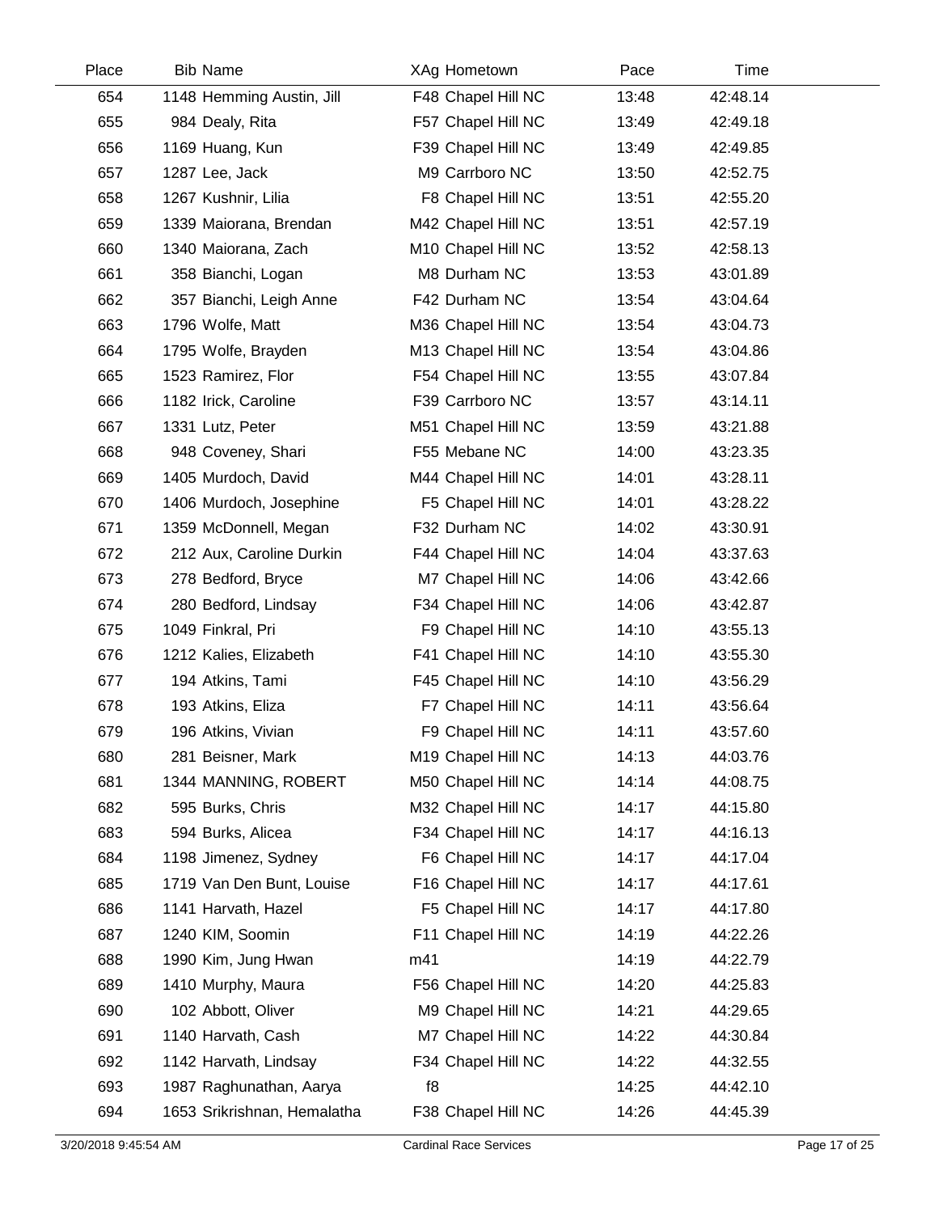| Place | Bib | Name | XAg | Hometown | Pace | Time |
|---|---|---|---|---|---|---|
| 654 | 1148 | Hemming Austin, Jill | F48 | Chapel Hill NC | 13:48 | 42:48.14 |
| 655 | 984 | Dealy, Rita | F57 | Chapel Hill NC | 13:49 | 42:49.18 |
| 656 | 1169 | Huang, Kun | F39 | Chapel Hill NC | 13:49 | 42:49.85 |
| 657 | 1287 | Lee, Jack | M9 | Carrboro NC | 13:50 | 42:52.75 |
| 658 | 1267 | Kushnir, Lilia | F8 | Chapel Hill NC | 13:51 | 42:55.20 |
| 659 | 1339 | Maiorana, Brendan | M42 | Chapel Hill NC | 13:51 | 42:57.19 |
| 660 | 1340 | Maiorana, Zach | M10 | Chapel Hill NC | 13:52 | 42:58.13 |
| 661 | 358 | Bianchi, Logan | M8 | Durham NC | 13:53 | 43:01.89 |
| 662 | 357 | Bianchi, Leigh Anne | F42 | Durham NC | 13:54 | 43:04.64 |
| 663 | 1796 | Wolfe, Matt | M36 | Chapel Hill NC | 13:54 | 43:04.73 |
| 664 | 1795 | Wolfe, Brayden | M13 | Chapel Hill NC | 13:54 | 43:04.86 |
| 665 | 1523 | Ramirez, Flor | F54 | Chapel Hill NC | 13:55 | 43:07.84 |
| 666 | 1182 | Irick, Caroline | F39 | Carrboro NC | 13:57 | 43:14.11 |
| 667 | 1331 | Lutz, Peter | M51 | Chapel Hill NC | 13:59 | 43:21.88 |
| 668 | 948 | Coveney, Shari | F55 | Mebane NC | 14:00 | 43:23.35 |
| 669 | 1405 | Murdoch, David | M44 | Chapel Hill NC | 14:01 | 43:28.11 |
| 670 | 1406 | Murdoch, Josephine | F5 | Chapel Hill NC | 14:01 | 43:28.22 |
| 671 | 1359 | McDonnell, Megan | F32 | Durham NC | 14:02 | 43:30.91 |
| 672 | 212 | Aux, Caroline Durkin | F44 | Chapel Hill NC | 14:04 | 43:37.63 |
| 673 | 278 | Bedford, Bryce | M7 | Chapel Hill NC | 14:06 | 43:42.66 |
| 674 | 280 | Bedford, Lindsay | F34 | Chapel Hill NC | 14:06 | 43:42.87 |
| 675 | 1049 | Finkral, Pri | F9 | Chapel Hill NC | 14:10 | 43:55.13 |
| 676 | 1212 | Kalies, Elizabeth | F41 | Chapel Hill NC | 14:10 | 43:55.30 |
| 677 | 194 | Atkins, Tami | F45 | Chapel Hill NC | 14:10 | 43:56.29 |
| 678 | 193 | Atkins, Eliza | F7 | Chapel Hill NC | 14:11 | 43:56.64 |
| 679 | 196 | Atkins, Vivian | F9 | Chapel Hill NC | 14:11 | 43:57.60 |
| 680 | 281 | Beisner, Mark | M19 | Chapel Hill NC | 14:13 | 44:03.76 |
| 681 | 1344 | MANNING, ROBERT | M50 | Chapel Hill NC | 14:14 | 44:08.75 |
| 682 | 595 | Burks, Chris | M32 | Chapel Hill NC | 14:17 | 44:15.80 |
| 683 | 594 | Burks, Alicea | F34 | Chapel Hill NC | 14:17 | 44:16.13 |
| 684 | 1198 | Jimenez, Sydney | F6 | Chapel Hill NC | 14:17 | 44:17.04 |
| 685 | 1719 | Van Den Bunt, Louise | F16 | Chapel Hill NC | 14:17 | 44:17.61 |
| 686 | 1141 | Harvath, Hazel | F5 | Chapel Hill NC | 14:17 | 44:17.80 |
| 687 | 1240 | KIM, Soomin | F11 | Chapel Hill NC | 14:19 | 44:22.26 |
| 688 | 1990 | Kim, Jung Hwan | m41 | | 14:19 | 44:22.79 |
| 689 | 1410 | Murphy, Maura | F56 | Chapel Hill NC | 14:20 | 44:25.83 |
| 690 | 102 | Abbott, Oliver | M9 | Chapel Hill NC | 14:21 | 44:29.65 |
| 691 | 1140 | Harvath, Cash | M7 | Chapel Hill NC | 14:22 | 44:30.84 |
| 692 | 1142 | Harvath, Lindsay | F34 | Chapel Hill NC | 14:22 | 44:32.55 |
| 693 | 1987 | Raghunathan, Aarya | f8 | | 14:25 | 44:42.10 |
| 694 | 1653 | Srikrishnan, Hemalatha | F38 | Chapel Hill NC | 14:26 | 44:45.39 |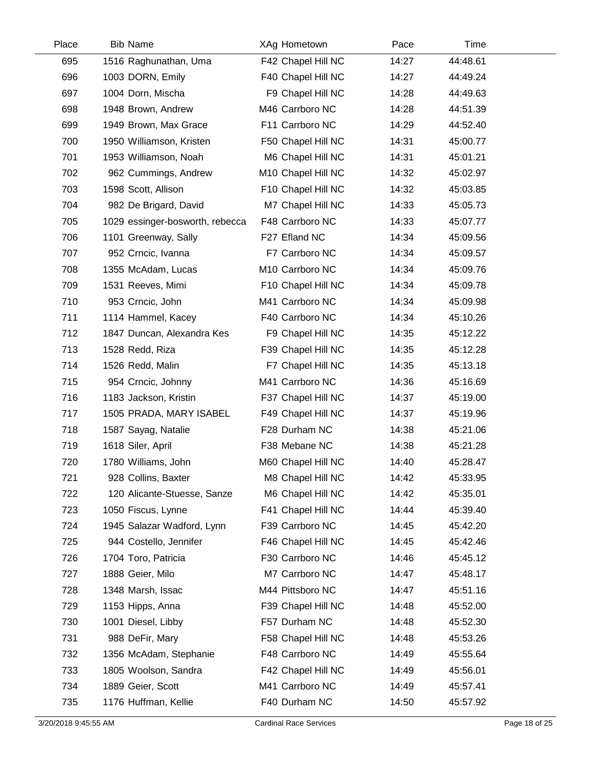| Place | Bib | Name | XAg | Hometown | Pace | Time |
|---|---|---|---|---|---|---|
| 695 | 1516 | Raghunathan, Uma | F42 | Chapel Hill NC | 14:27 | 44:48.61 |
| 696 | 1003 | DORN, Emily | F40 | Chapel Hill NC | 14:27 | 44:49.24 |
| 697 | 1004 | Dorn, Mischa | F9 | Chapel Hill NC | 14:28 | 44:49.63 |
| 698 | 1948 | Brown, Andrew | M46 | Carrboro NC | 14:28 | 44:51.39 |
| 699 | 1949 | Brown, Max Grace | F11 | Carrboro NC | 14:29 | 44:52.40 |
| 700 | 1950 | Williamson, Kristen | F50 | Chapel Hill NC | 14:31 | 45:00.77 |
| 701 | 1953 | Williamson, Noah | M6 | Chapel Hill NC | 14:31 | 45:01.21 |
| 702 | 962 | Cummings, Andrew | M10 | Chapel Hill NC | 14:32 | 45:02.97 |
| 703 | 1598 | Scott, Allison | F10 | Chapel Hill NC | 14:32 | 45:03.85 |
| 704 | 982 | De Brigard, David | M7 | Chapel Hill NC | 14:33 | 45:05.73 |
| 705 | 1029 | essinger-bosworth, rebecca | F48 | Carrboro NC | 14:33 | 45:07.77 |
| 706 | 1101 | Greenway, Sally | F27 | Efland NC | 14:34 | 45:09.56 |
| 707 | 952 | Crncic, Ivanna | F7 | Carrboro NC | 14:34 | 45:09.57 |
| 708 | 1355 | McAdam, Lucas | M10 | Carrboro NC | 14:34 | 45:09.76 |
| 709 | 1531 | Reeves, Mimi | F10 | Chapel Hill NC | 14:34 | 45:09.78 |
| 710 | 953 | Crncic, John | M41 | Carrboro NC | 14:34 | 45:09.98 |
| 711 | 1114 | Hammel, Kacey | F40 | Carrboro NC | 14:34 | 45:10.26 |
| 712 | 1847 | Duncan, Alexandra Kes | F9 | Chapel Hill NC | 14:35 | 45:12.22 |
| 713 | 1528 | Redd, Riza | F39 | Chapel Hill NC | 14:35 | 45:12.28 |
| 714 | 1526 | Redd, Malin | F7 | Chapel Hill NC | 14:35 | 45:13.18 |
| 715 | 954 | Crncic, Johnny | M41 | Carrboro NC | 14:36 | 45:16.69 |
| 716 | 1183 | Jackson, Kristin | F37 | Chapel Hill NC | 14:37 | 45:19.00 |
| 717 | 1505 | PRADA, MARY ISABEL | F49 | Chapel Hill NC | 14:37 | 45:19.96 |
| 718 | 1587 | Sayag, Natalie | F28 | Durham NC | 14:38 | 45:21.06 |
| 719 | 1618 | Siler, April | F38 | Mebane NC | 14:38 | 45:21.28 |
| 720 | 1780 | Williams, John | M60 | Chapel Hill NC | 14:40 | 45:28.47 |
| 721 | 928 | Collins, Baxter | M8 | Chapel Hill NC | 14:42 | 45:33.95 |
| 722 | 120 | Alicante-Stuesse, Sanze | M6 | Chapel Hill NC | 14:42 | 45:35.01 |
| 723 | 1050 | Fiscus, Lynne | F41 | Chapel Hill NC | 14:44 | 45:39.40 |
| 724 | 1945 | Salazar Wadford, Lynn | F39 | Carrboro NC | 14:45 | 45:42.20 |
| 725 | 944 | Costello, Jennifer | F46 | Chapel Hill NC | 14:45 | 45:42.46 |
| 726 | 1704 | Toro, Patricia | F30 | Carrboro NC | 14:46 | 45:45.12 |
| 727 | 1888 | Geier, Milo | M7 | Carrboro NC | 14:47 | 45:48.17 |
| 728 | 1348 | Marsh, Issac | M44 | Pittsboro NC | 14:47 | 45:51.16 |
| 729 | 1153 | Hipps, Anna | F39 | Chapel Hill NC | 14:48 | 45:52.00 |
| 730 | 1001 | Diesel, Libby | F57 | Durham NC | 14:48 | 45:52.30 |
| 731 | 988 | DeFir, Mary | F58 | Chapel Hill NC | 14:48 | 45:53.26 |
| 732 | 1356 | McAdam, Stephanie | F48 | Carrboro NC | 14:49 | 45:55.64 |
| 733 | 1805 | Woolson, Sandra | F42 | Chapel Hill NC | 14:49 | 45:56.01 |
| 734 | 1889 | Geier, Scott | M41 | Carrboro NC | 14:49 | 45:57.41 |
| 735 | 1176 | Huffman, Kellie | F40 | Durham NC | 14:50 | 45:57.92 |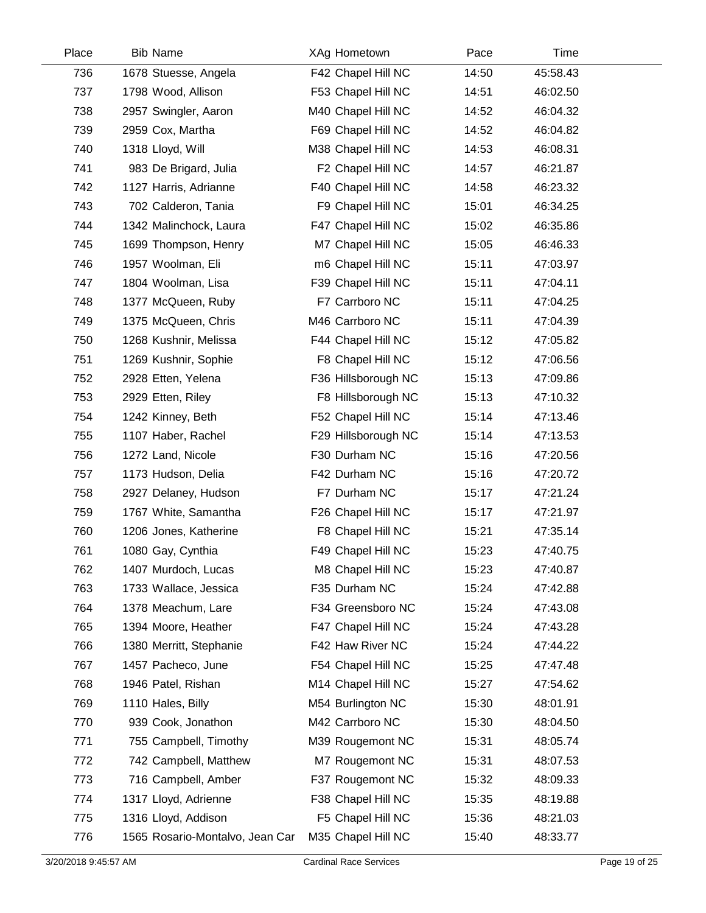| Place | Bib | Name | XAg | Hometown | Pace | Time |
|---|---|---|---|---|---|---|
| 736 | 1678 | Stuesse, Angela | F42 | Chapel Hill NC | 14:50 | 45:58.43 |
| 737 | 1798 | Wood, Allison | F53 | Chapel Hill NC | 14:51 | 46:02.50 |
| 738 | 2957 | Swingler, Aaron | M40 | Chapel Hill NC | 14:52 | 46:04.32 |
| 739 | 2959 | Cox, Martha | F69 | Chapel Hill NC | 14:52 | 46:04.82 |
| 740 | 1318 | Lloyd, Will | M38 | Chapel Hill NC | 14:53 | 46:08.31 |
| 741 | 983 | De Brigard, Julia | F2 | Chapel Hill NC | 14:57 | 46:21.87 |
| 742 | 1127 | Harris, Adrianne | F40 | Chapel Hill NC | 14:58 | 46:23.32 |
| 743 | 702 | Calderon, Tania | F9 | Chapel Hill NC | 15:01 | 46:34.25 |
| 744 | 1342 | Malinchock, Laura | F47 | Chapel Hill NC | 15:02 | 46:35.86 |
| 745 | 1699 | Thompson, Henry | M7 | Chapel Hill NC | 15:05 | 46:46.33 |
| 746 | 1957 | Woolman, Eli | m6 | Chapel Hill NC | 15:11 | 47:03.97 |
| 747 | 1804 | Woolman, Lisa | F39 | Chapel Hill NC | 15:11 | 47:04.11 |
| 748 | 1377 | McQueen, Ruby | F7 | Carrboro NC | 15:11 | 47:04.25 |
| 749 | 1375 | McQueen, Chris | M46 | Carrboro NC | 15:11 | 47:04.39 |
| 750 | 1268 | Kushnir, Melissa | F44 | Chapel Hill NC | 15:12 | 47:05.82 |
| 751 | 1269 | Kushnir, Sophie | F8 | Chapel Hill NC | 15:12 | 47:06.56 |
| 752 | 2928 | Etten, Yelena | F36 | Hillsborough NC | 15:13 | 47:09.86 |
| 753 | 2929 | Etten, Riley | F8 | Hillsborough NC | 15:13 | 47:10.32 |
| 754 | 1242 | Kinney, Beth | F52 | Chapel Hill NC | 15:14 | 47:13.46 |
| 755 | 1107 | Haber, Rachel | F29 | Hillsborough NC | 15:14 | 47:13.53 |
| 756 | 1272 | Land, Nicole | F30 | Durham NC | 15:16 | 47:20.56 |
| 757 | 1173 | Hudson, Delia | F42 | Durham NC | 15:16 | 47:20.72 |
| 758 | 2927 | Delaney, Hudson | F7 | Durham NC | 15:17 | 47:21.24 |
| 759 | 1767 | White, Samantha | F26 | Chapel Hill NC | 15:17 | 47:21.97 |
| 760 | 1206 | Jones, Katherine | F8 | Chapel Hill NC | 15:21 | 47:35.14 |
| 761 | 1080 | Gay, Cynthia | F49 | Chapel Hill NC | 15:23 | 47:40.75 |
| 762 | 1407 | Murdoch, Lucas | M8 | Chapel Hill NC | 15:23 | 47:40.87 |
| 763 | 1733 | Wallace, Jessica | F35 | Durham NC | 15:24 | 47:42.88 |
| 764 | 1378 | Meachum, Lare | F34 | Greensboro NC | 15:24 | 47:43.08 |
| 765 | 1394 | Moore, Heather | F47 | Chapel Hill NC | 15:24 | 47:43.28 |
| 766 | 1380 | Merritt, Stephanie | F42 | Haw River NC | 15:24 | 47:44.22 |
| 767 | 1457 | Pacheco, June | F54 | Chapel Hill NC | 15:25 | 47:47.48 |
| 768 | 1946 | Patel, Rishan | M14 | Chapel Hill NC | 15:27 | 47:54.62 |
| 769 | 1110 | Hales, Billy | M54 | Burlington NC | 15:30 | 48:01.91 |
| 770 | 939 | Cook, Jonathon | M42 | Carrboro NC | 15:30 | 48:04.50 |
| 771 | 755 | Campbell, Timothy | M39 | Rougemont NC | 15:31 | 48:05.74 |
| 772 | 742 | Campbell, Matthew | M7 | Rougemont NC | 15:31 | 48:07.53 |
| 773 | 716 | Campbell, Amber | F37 | Rougemont NC | 15:32 | 48:09.33 |
| 774 | 1317 | Lloyd, Adrienne | F38 | Chapel Hill NC | 15:35 | 48:19.88 |
| 775 | 1316 | Lloyd, Addison | F5 | Chapel Hill NC | 15:36 | 48:21.03 |
| 776 | 1565 | Rosario-Montalvo, Jean Car | M35 | Chapel Hill NC | 15:40 | 48:33.77 |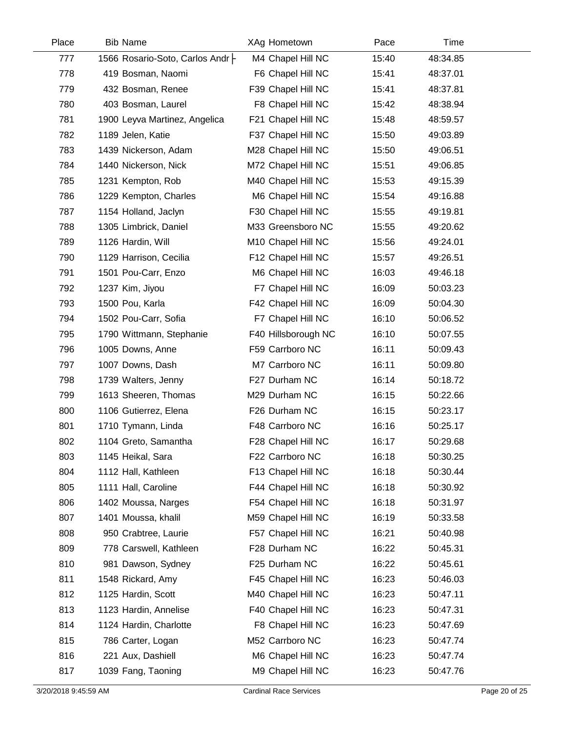| Place | Bib | Name | XAg | Hometown | Pace | Time |
|---|---|---|---|---|---|---|
| 777 | 1566 | Rosario-Soto, Carlos Andr├ | M4 | Chapel Hill NC | 15:40 | 48:34.85 |
| 778 | 419 | Bosman, Naomi | F6 | Chapel Hill NC | 15:41 | 48:37.01 |
| 779 | 432 | Bosman, Renee | F39 | Chapel Hill NC | 15:41 | 48:37.81 |
| 780 | 403 | Bosman, Laurel | F8 | Chapel Hill NC | 15:42 | 48:38.94 |
| 781 | 1900 | Leyva Martinez, Angelica | F21 | Chapel Hill NC | 15:48 | 48:59.57 |
| 782 | 1189 | Jelen, Katie | F37 | Chapel Hill NC | 15:50 | 49:03.89 |
| 783 | 1439 | Nickerson, Adam | M28 | Chapel Hill NC | 15:50 | 49:06.51 |
| 784 | 1440 | Nickerson, Nick | M72 | Chapel Hill NC | 15:51 | 49:06.85 |
| 785 | 1231 | Kempton, Rob | M40 | Chapel Hill NC | 15:53 | 49:15.39 |
| 786 | 1229 | Kempton, Charles | M6 | Chapel Hill NC | 15:54 | 49:16.88 |
| 787 | 1154 | Holland, Jaclyn | F30 | Chapel Hill NC | 15:55 | 49:19.81 |
| 788 | 1305 | Limbrick, Daniel | M33 | Greensboro NC | 15:55 | 49:20.62 |
| 789 | 1126 | Hardin, Will | M10 | Chapel Hill NC | 15:56 | 49:24.01 |
| 790 | 1129 | Harrison, Cecilia | F12 | Chapel Hill NC | 15:57 | 49:26.51 |
| 791 | 1501 | Pou-Carr, Enzo | M6 | Chapel Hill NC | 16:03 | 49:46.18 |
| 792 | 1237 | Kim, Jiyou | F7 | Chapel Hill NC | 16:09 | 50:03.23 |
| 793 | 1500 | Pou, Karla | F42 | Chapel Hill NC | 16:09 | 50:04.30 |
| 794 | 1502 | Pou-Carr, Sofia | F7 | Chapel Hill NC | 16:10 | 50:06.52 |
| 795 | 1790 | Wittmann, Stephanie | F40 | Hillsborough NC | 16:10 | 50:07.55 |
| 796 | 1005 | Downs, Anne | F59 | Carrboro NC | 16:11 | 50:09.43 |
| 797 | 1007 | Downs, Dash | M7 | Carrboro NC | 16:11 | 50:09.80 |
| 798 | 1739 | Walters, Jenny | F27 | Durham NC | 16:14 | 50:18.72 |
| 799 | 1613 | Sheeren, Thomas | M29 | Durham NC | 16:15 | 50:22.66 |
| 800 | 1106 | Gutierrez, Elena | F26 | Durham NC | 16:15 | 50:23.17 |
| 801 | 1710 | Tymann, Linda | F48 | Carrboro NC | 16:16 | 50:25.17 |
| 802 | 1104 | Greto, Samantha | F28 | Chapel Hill NC | 16:17 | 50:29.68 |
| 803 | 1145 | Heikal, Sara | F22 | Carrboro NC | 16:18 | 50:30.25 |
| 804 | 1112 | Hall, Kathleen | F13 | Chapel Hill NC | 16:18 | 50:30.44 |
| 805 | 1111 | Hall, Caroline | F44 | Chapel Hill NC | 16:18 | 50:30.92 |
| 806 | 1402 | Moussa, Narges | F54 | Chapel Hill NC | 16:18 | 50:31.97 |
| 807 | 1401 | Moussa, khalil | M59 | Chapel Hill NC | 16:19 | 50:33.58 |
| 808 | 950 | Crabtree, Laurie | F57 | Chapel Hill NC | 16:21 | 50:40.98 |
| 809 | 778 | Carswell, Kathleen | F28 | Durham NC | 16:22 | 50:45.31 |
| 810 | 981 | Dawson, Sydney | F25 | Durham NC | 16:22 | 50:45.61 |
| 811 | 1548 | Rickard, Amy | F45 | Chapel Hill NC | 16:23 | 50:46.03 |
| 812 | 1125 | Hardin, Scott | M40 | Chapel Hill NC | 16:23 | 50:47.11 |
| 813 | 1123 | Hardin, Annelise | F40 | Chapel Hill NC | 16:23 | 50:47.31 |
| 814 | 1124 | Hardin, Charlotte | F8 | Chapel Hill NC | 16:23 | 50:47.69 |
| 815 | 786 | Carter, Logan | M52 | Carrboro NC | 16:23 | 50:47.74 |
| 816 | 221 | Aux, Dashiell | M6 | Chapel Hill NC | 16:23 | 50:47.74 |
| 817 | 1039 | Fang, Taoning | M9 | Chapel Hill NC | 16:23 | 50:47.76 |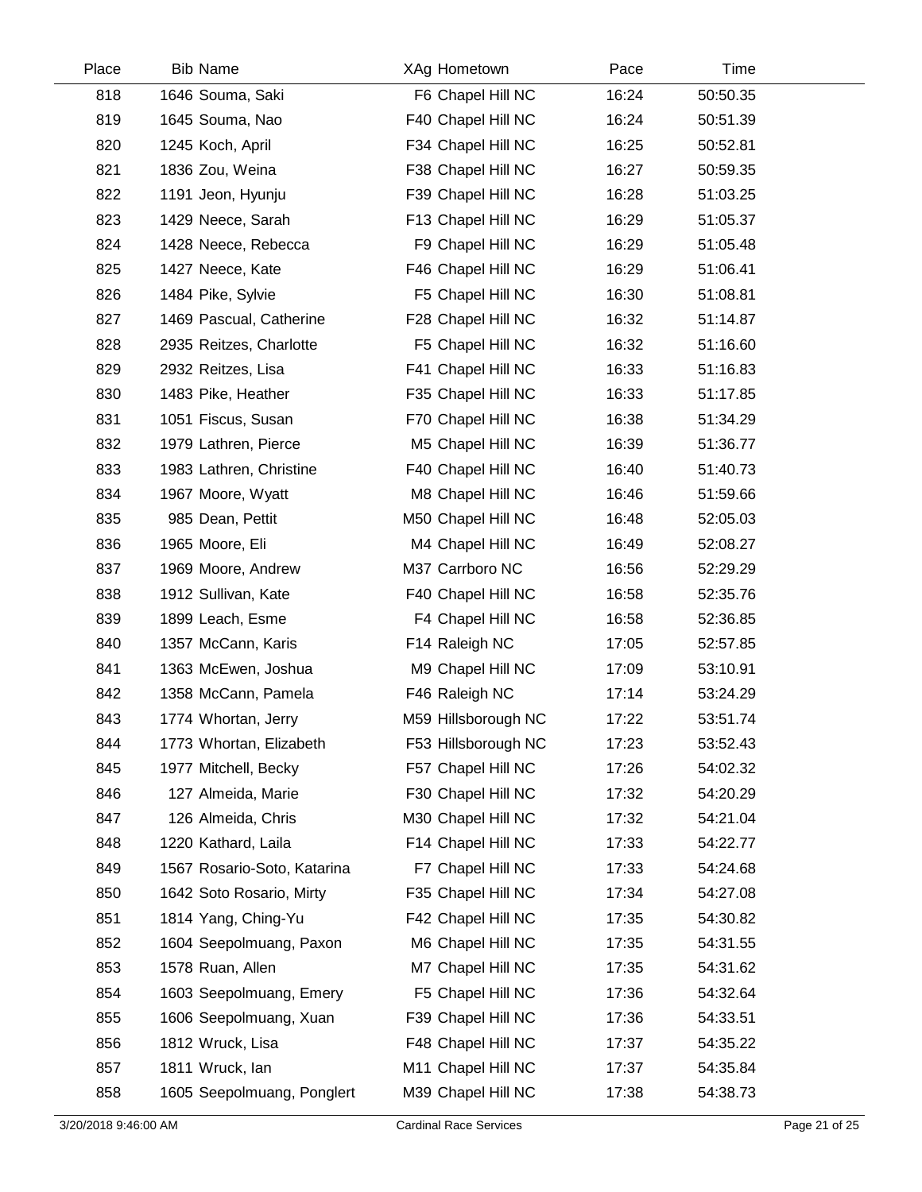| Place | Bib | Name | XAg | Hometown | Pace | Time |
|---|---|---|---|---|---|---|
| 818 | 1646 | Souma, Saki | F6 | Chapel Hill NC | 16:24 | 50:50.35 |
| 819 | 1645 | Souma, Nao | F40 | Chapel Hill NC | 16:24 | 50:51.39 |
| 820 | 1245 | Koch, April | F34 | Chapel Hill NC | 16:25 | 50:52.81 |
| 821 | 1836 | Zou, Weina | F38 | Chapel Hill NC | 16:27 | 50:59.35 |
| 822 | 1191 | Jeon, Hyunju | F39 | Chapel Hill NC | 16:28 | 51:03.25 |
| 823 | 1429 | Neece, Sarah | F13 | Chapel Hill NC | 16:29 | 51:05.37 |
| 824 | 1428 | Neece, Rebecca | F9 | Chapel Hill NC | 16:29 | 51:05.48 |
| 825 | 1427 | Neece, Kate | F46 | Chapel Hill NC | 16:29 | 51:06.41 |
| 826 | 1484 | Pike, Sylvie | F5 | Chapel Hill NC | 16:30 | 51:08.81 |
| 827 | 1469 | Pascual, Catherine | F28 | Chapel Hill NC | 16:32 | 51:14.87 |
| 828 | 2935 | Reitzes, Charlotte | F5 | Chapel Hill NC | 16:32 | 51:16.60 |
| 829 | 2932 | Reitzes, Lisa | F41 | Chapel Hill NC | 16:33 | 51:16.83 |
| 830 | 1483 | Pike, Heather | F35 | Chapel Hill NC | 16:33 | 51:17.85 |
| 831 | 1051 | Fiscus, Susan | F70 | Chapel Hill NC | 16:38 | 51:34.29 |
| 832 | 1979 | Lathren, Pierce | M5 | Chapel Hill NC | 16:39 | 51:36.77 |
| 833 | 1983 | Lathren, Christine | F40 | Chapel Hill NC | 16:40 | 51:40.73 |
| 834 | 1967 | Moore, Wyatt | M8 | Chapel Hill NC | 16:46 | 51:59.66 |
| 835 | 985 | Dean, Pettit | M50 | Chapel Hill NC | 16:48 | 52:05.03 |
| 836 | 1965 | Moore, Eli | M4 | Chapel Hill NC | 16:49 | 52:08.27 |
| 837 | 1969 | Moore, Andrew | M37 | Carrboro NC | 16:56 | 52:29.29 |
| 838 | 1912 | Sullivan, Kate | F40 | Chapel Hill NC | 16:58 | 52:35.76 |
| 839 | 1899 | Leach, Esme | F4 | Chapel Hill NC | 16:58 | 52:36.85 |
| 840 | 1357 | McCann, Karis | F14 | Raleigh NC | 17:05 | 52:57.85 |
| 841 | 1363 | McEwen, Joshua | M9 | Chapel Hill NC | 17:09 | 53:10.91 |
| 842 | 1358 | McCann, Pamela | F46 | Raleigh NC | 17:14 | 53:24.29 |
| 843 | 1774 | Whortan, Jerry | M59 | Hillsborough NC | 17:22 | 53:51.74 |
| 844 | 1773 | Whortan, Elizabeth | F53 | Hillsborough NC | 17:23 | 53:52.43 |
| 845 | 1977 | Mitchell, Becky | F57 | Chapel Hill NC | 17:26 | 54:02.32 |
| 846 | 127 | Almeida, Marie | F30 | Chapel Hill NC | 17:32 | 54:20.29 |
| 847 | 126 | Almeida, Chris | M30 | Chapel Hill NC | 17:32 | 54:21.04 |
| 848 | 1220 | Kathard, Laila | F14 | Chapel Hill NC | 17:33 | 54:22.77 |
| 849 | 1567 | Rosario-Soto, Katarina | F7 | Chapel Hill NC | 17:33 | 54:24.68 |
| 850 | 1642 | Soto Rosario, Mirty | F35 | Chapel Hill NC | 17:34 | 54:27.08 |
| 851 | 1814 | Yang, Ching-Yu | F42 | Chapel Hill NC | 17:35 | 54:30.82 |
| 852 | 1604 | Seepolmuang, Paxon | M6 | Chapel Hill NC | 17:35 | 54:31.55 |
| 853 | 1578 | Ruan, Allen | M7 | Chapel Hill NC | 17:35 | 54:31.62 |
| 854 | 1603 | Seepolmuang, Emery | F5 | Chapel Hill NC | 17:36 | 54:32.64 |
| 855 | 1606 | Seepolmuang, Xuan | F39 | Chapel Hill NC | 17:36 | 54:33.51 |
| 856 | 1812 | Wruck, Lisa | F48 | Chapel Hill NC | 17:37 | 54:35.22 |
| 857 | 1811 | Wruck, Ian | M11 | Chapel Hill NC | 17:37 | 54:35.84 |
| 858 | 1605 | Seepolmuang, Ponglert | M39 | Chapel Hill NC | 17:38 | 54:38.73 |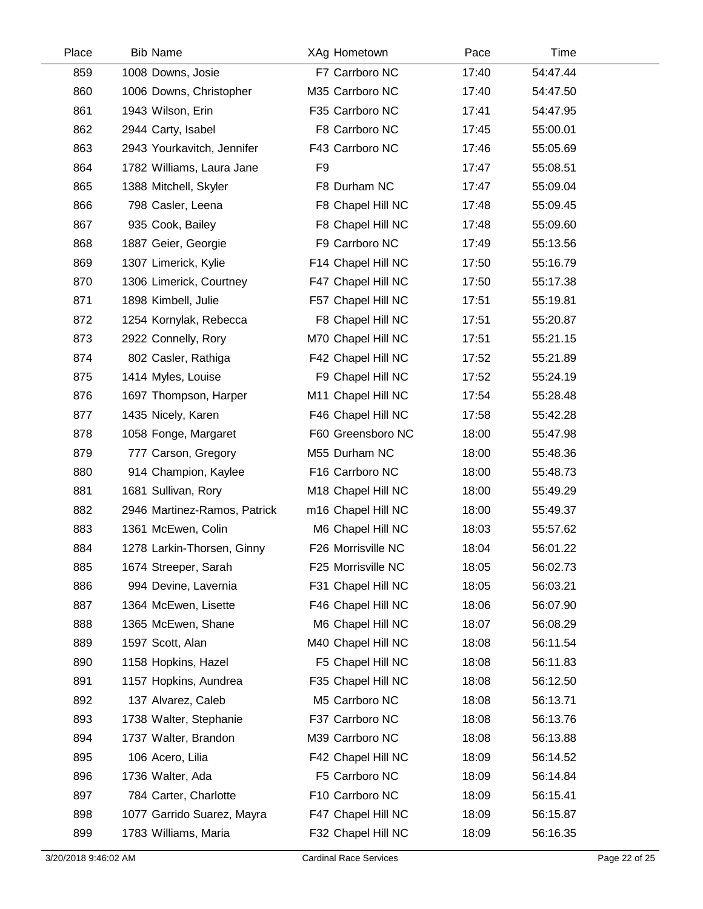| Place | Bib | Name | XAg | Hometown | Pace | Time |
|---|---|---|---|---|---|---|
| 859 | 1008 | Downs, Josie | F7 | Carrboro NC | 17:40 | 54:47.44 |
| 860 | 1006 | Downs, Christopher | M35 | Carrboro NC | 17:40 | 54:47.50 |
| 861 | 1943 | Wilson, Erin | F35 | Carrboro NC | 17:41 | 54:47.95 |
| 862 | 2944 | Carty, Isabel | F8 | Carrboro NC | 17:45 | 55:00.01 |
| 863 | 2943 | Yourkavitch, Jennifer | F43 | Carrboro NC | 17:46 | 55:05.69 |
| 864 | 1782 | Williams, Laura Jane | F9 | | 17:47 | 55:08.51 |
| 865 | 1388 | Mitchell, Skyler | F8 | Durham NC | 17:47 | 55:09.04 |
| 866 | 798 | Casler, Leena | F8 | Chapel Hill NC | 17:48 | 55:09.45 |
| 867 | 935 | Cook, Bailey | F8 | Chapel Hill NC | 17:48 | 55:09.60 |
| 868 | 1887 | Geier, Georgie | F9 | Carrboro NC | 17:49 | 55:13.56 |
| 869 | 1307 | Limerick, Kylie | F14 | Chapel Hill NC | 17:50 | 55:16.79 |
| 870 | 1306 | Limerick, Courtney | F47 | Chapel Hill NC | 17:50 | 55:17.38 |
| 871 | 1898 | Kimbell, Julie | F57 | Chapel Hill NC | 17:51 | 55:19.81 |
| 872 | 1254 | Kornylak, Rebecca | F8 | Chapel Hill NC | 17:51 | 55:20.87 |
| 873 | 2922 | Connelly, Rory | M70 | Chapel Hill NC | 17:51 | 55:21.15 |
| 874 | 802 | Casler, Rathiga | F42 | Chapel Hill NC | 17:52 | 55:21.89 |
| 875 | 1414 | Myles, Louise | F9 | Chapel Hill NC | 17:52 | 55:24.19 |
| 876 | 1697 | Thompson, Harper | M11 | Chapel Hill NC | 17:54 | 55:28.48 |
| 877 | 1435 | Nicely, Karen | F46 | Chapel Hill NC | 17:58 | 55:42.28 |
| 878 | 1058 | Fonge, Margaret | F60 | Greensboro NC | 18:00 | 55:47.98 |
| 879 | 777 | Carson, Gregory | M55 | Durham NC | 18:00 | 55:48.36 |
| 880 | 914 | Champion, Kaylee | F16 | Carrboro NC | 18:00 | 55:48.73 |
| 881 | 1681 | Sullivan, Rory | M18 | Chapel Hill NC | 18:00 | 55:49.29 |
| 882 | 2946 | Martinez-Ramos, Patrick | m16 | Chapel Hill NC | 18:00 | 55:49.37 |
| 883 | 1361 | McEwen, Colin | M6 | Chapel Hill NC | 18:03 | 55:57.62 |
| 884 | 1278 | Larkin-Thorsen, Ginny | F26 | Morrisville NC | 18:04 | 56:01.22 |
| 885 | 1674 | Streeper, Sarah | F25 | Morrisville NC | 18:05 | 56:02.73 |
| 886 | 994 | Devine, Lavernia | F31 | Chapel Hill NC | 18:05 | 56:03.21 |
| 887 | 1364 | McEwen, Lisette | F46 | Chapel Hill NC | 18:06 | 56:07.90 |
| 888 | 1365 | McEwen, Shane | M6 | Chapel Hill NC | 18:07 | 56:08.29 |
| 889 | 1597 | Scott, Alan | M40 | Chapel Hill NC | 18:08 | 56:11.54 |
| 890 | 1158 | Hopkins, Hazel | F5 | Chapel Hill NC | 18:08 | 56:11.83 |
| 891 | 1157 | Hopkins, Aundrea | F35 | Chapel Hill NC | 18:08 | 56:12.50 |
| 892 | 137 | Alvarez, Caleb | M5 | Carrboro NC | 18:08 | 56:13.71 |
| 893 | 1738 | Walter, Stephanie | F37 | Carrboro NC | 18:08 | 56:13.76 |
| 894 | 1737 | Walter, Brandon | M39 | Carrboro NC | 18:08 | 56:13.88 |
| 895 | 106 | Acero, Lilia | F42 | Chapel Hill NC | 18:09 | 56:14.52 |
| 896 | 1736 | Walter, Ada | F5 | Carrboro NC | 18:09 | 56:14.84 |
| 897 | 784 | Carter, Charlotte | F10 | Carrboro NC | 18:09 | 56:15.41 |
| 898 | 1077 | Garrido Suarez, Mayra | F47 | Chapel Hill NC | 18:09 | 56:15.87 |
| 899 | 1783 | Williams, Maria | F32 | Chapel Hill NC | 18:09 | 56:16.35 |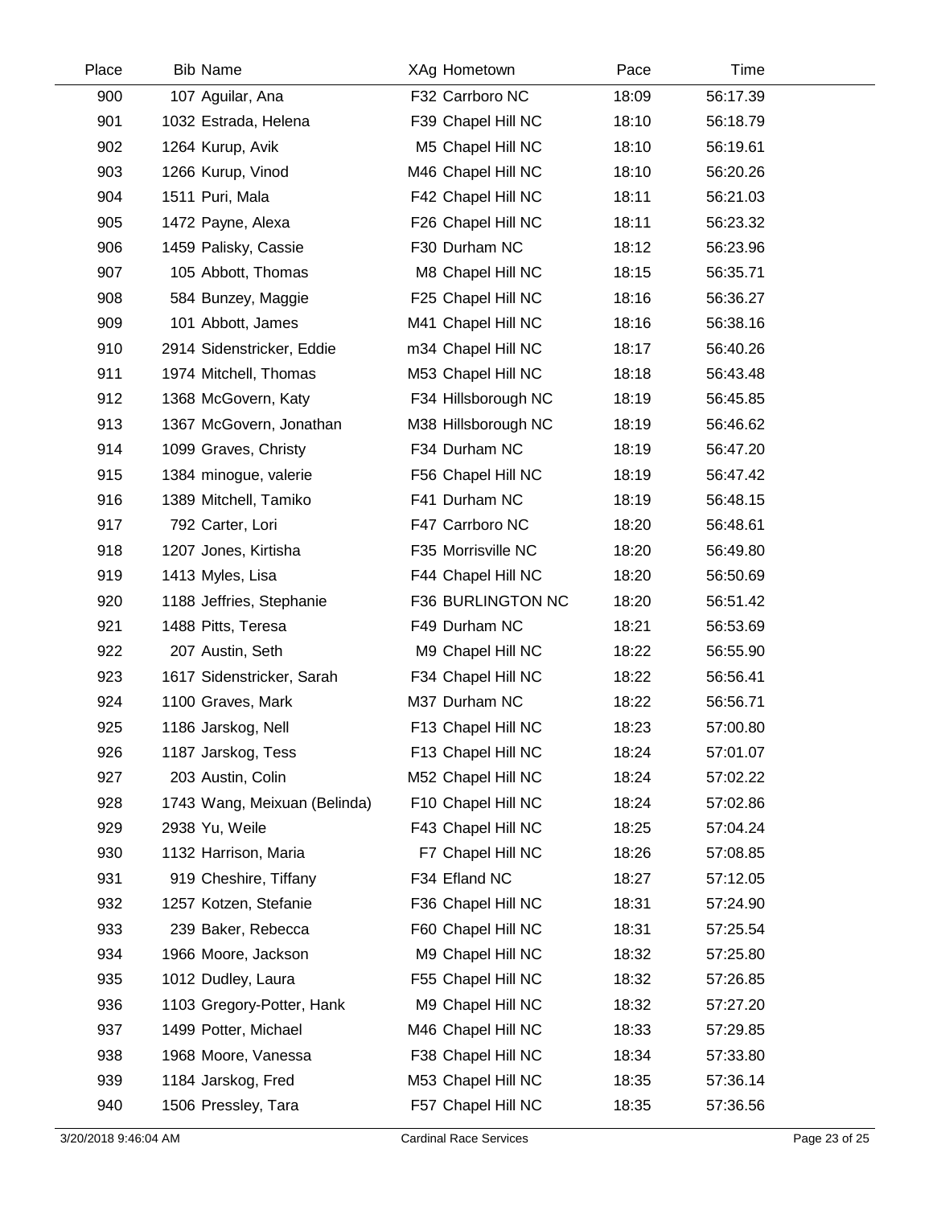| Place | Bib | Name | XAg | Hometown | Pace | Time |
|---|---|---|---|---|---|---|
| 900 | 107 | Aguilar, Ana | F32 | Carrboro NC | 18:09 | 56:17.39 |
| 901 | 1032 | Estrada, Helena | F39 | Chapel Hill NC | 18:10 | 56:18.79 |
| 902 | 1264 | Kurup, Avik | M5 | Chapel Hill NC | 18:10 | 56:19.61 |
| 903 | 1266 | Kurup, Vinod | M46 | Chapel Hill NC | 18:10 | 56:20.26 |
| 904 | 1511 | Puri, Mala | F42 | Chapel Hill NC | 18:11 | 56:21.03 |
| 905 | 1472 | Payne, Alexa | F26 | Chapel Hill NC | 18:11 | 56:23.32 |
| 906 | 1459 | Palisky, Cassie | F30 | Durham NC | 18:12 | 56:23.96 |
| 907 | 105 | Abbott, Thomas | M8 | Chapel Hill NC | 18:15 | 56:35.71 |
| 908 | 584 | Bunzey, Maggie | F25 | Chapel Hill NC | 18:16 | 56:36.27 |
| 909 | 101 | Abbott, James | M41 | Chapel Hill NC | 18:16 | 56:38.16 |
| 910 | 2914 | Sidenstricker, Eddie | m34 | Chapel Hill NC | 18:17 | 56:40.26 |
| 911 | 1974 | Mitchell, Thomas | M53 | Chapel Hill NC | 18:18 | 56:43.48 |
| 912 | 1368 | McGovern, Katy | F34 | Hillsborough NC | 18:19 | 56:45.85 |
| 913 | 1367 | McGovern, Jonathan | M38 | Hillsborough NC | 18:19 | 56:46.62 |
| 914 | 1099 | Graves, Christy | F34 | Durham NC | 18:19 | 56:47.20 |
| 915 | 1384 | minogue, valerie | F56 | Chapel Hill NC | 18:19 | 56:47.42 |
| 916 | 1389 | Mitchell, Tamiko | F41 | Durham NC | 18:19 | 56:48.15 |
| 917 | 792 | Carter, Lori | F47 | Carrboro NC | 18:20 | 56:48.61 |
| 918 | 1207 | Jones, Kirtisha | F35 | Morrisville NC | 18:20 | 56:49.80 |
| 919 | 1413 | Myles, Lisa | F44 | Chapel Hill NC | 18:20 | 56:50.69 |
| 920 | 1188 | Jeffries, Stephanie | F36 | BURLINGTON NC | 18:20 | 56:51.42 |
| 921 | 1488 | Pitts, Teresa | F49 | Durham NC | 18:21 | 56:53.69 |
| 922 | 207 | Austin, Seth | M9 | Chapel Hill NC | 18:22 | 56:55.90 |
| 923 | 1617 | Sidenstricker, Sarah | F34 | Chapel Hill NC | 18:22 | 56:56.41 |
| 924 | 1100 | Graves, Mark | M37 | Durham NC | 18:22 | 56:56.71 |
| 925 | 1186 | Jarskog, Nell | F13 | Chapel Hill NC | 18:23 | 57:00.80 |
| 926 | 1187 | Jarskog, Tess | F13 | Chapel Hill NC | 18:24 | 57:01.07 |
| 927 | 203 | Austin, Colin | M52 | Chapel Hill NC | 18:24 | 57:02.22 |
| 928 | 1743 | Wang, Meixuan (Belinda) | F10 | Chapel Hill NC | 18:24 | 57:02.86 |
| 929 | 2938 | Yu, Weile | F43 | Chapel Hill NC | 18:25 | 57:04.24 |
| 930 | 1132 | Harrison, Maria | F7 | Chapel Hill NC | 18:26 | 57:08.85 |
| 931 | 919 | Cheshire, Tiffany | F34 | Efland NC | 18:27 | 57:12.05 |
| 932 | 1257 | Kotzen, Stefanie | F36 | Chapel Hill NC | 18:31 | 57:24.90 |
| 933 | 239 | Baker, Rebecca | F60 | Chapel Hill NC | 18:31 | 57:25.54 |
| 934 | 1966 | Moore, Jackson | M9 | Chapel Hill NC | 18:32 | 57:25.80 |
| 935 | 1012 | Dudley, Laura | F55 | Chapel Hill NC | 18:32 | 57:26.85 |
| 936 | 1103 | Gregory-Potter, Hank | M9 | Chapel Hill NC | 18:32 | 57:27.20 |
| 937 | 1499 | Potter, Michael | M46 | Chapel Hill NC | 18:33 | 57:29.85 |
| 938 | 1968 | Moore, Vanessa | F38 | Chapel Hill NC | 18:34 | 57:33.80 |
| 939 | 1184 | Jarskog, Fred | M53 | Chapel Hill NC | 18:35 | 57:36.14 |
| 940 | 1506 | Pressley, Tara | F57 | Chapel Hill NC | 18:35 | 57:36.56 |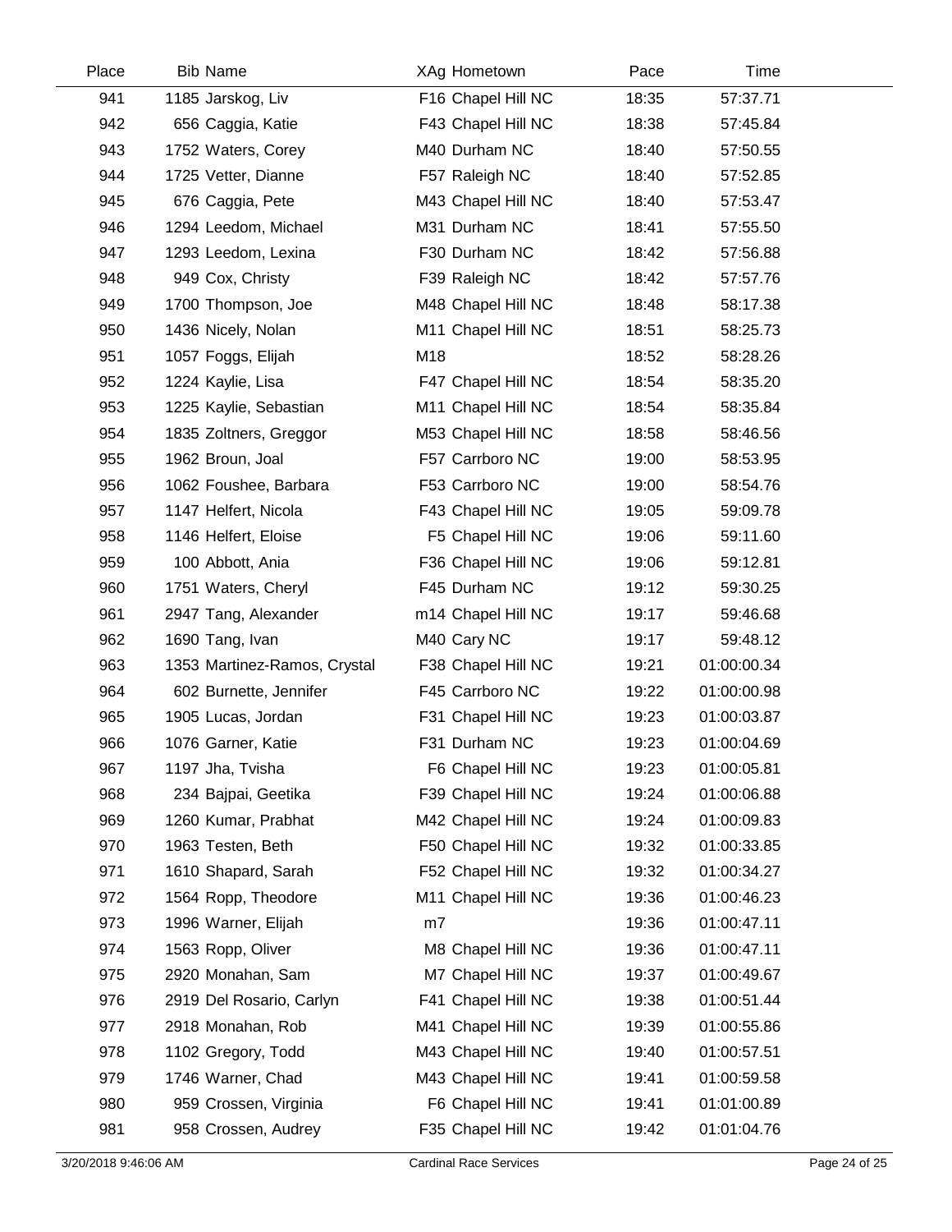| Place | Bib | Name | XAg | Hometown | Pace | Time |
|---|---|---|---|---|---|---|
| 941 | 1185 | Jarskog, Liv | F16 | Chapel Hill NC | 18:35 | 57:37.71 |
| 942 | 656 | Caggia, Katie | F43 | Chapel Hill NC | 18:38 | 57:45.84 |
| 943 | 1752 | Waters, Corey | M40 | Durham NC | 18:40 | 57:50.55 |
| 944 | 1725 | Vetter, Dianne | F57 | Raleigh NC | 18:40 | 57:52.85 |
| 945 | 676 | Caggia, Pete | M43 | Chapel Hill NC | 18:40 | 57:53.47 |
| 946 | 1294 | Leedom, Michael | M31 | Durham NC | 18:41 | 57:55.50 |
| 947 | 1293 | Leedom, Lexina | F30 | Durham NC | 18:42 | 57:56.88 |
| 948 | 949 | Cox, Christy | F39 | Raleigh NC | 18:42 | 57:57.76 |
| 949 | 1700 | Thompson, Joe | M48 | Chapel Hill NC | 18:48 | 58:17.38 |
| 950 | 1436 | Nicely, Nolan | M11 | Chapel Hill NC | 18:51 | 58:25.73 |
| 951 | 1057 | Foggs, Elijah | M18 | | 18:52 | 58:28.26 |
| 952 | 1224 | Kaylie, Lisa | F47 | Chapel Hill NC | 18:54 | 58:35.20 |
| 953 | 1225 | Kaylie, Sebastian | M11 | Chapel Hill NC | 18:54 | 58:35.84 |
| 954 | 1835 | Zoltners, Greggor | M53 | Chapel Hill NC | 18:58 | 58:46.56 |
| 955 | 1962 | Broun, Joal | F57 | Carrboro NC | 19:00 | 58:53.95 |
| 956 | 1062 | Foushee, Barbara | F53 | Carrboro NC | 19:00 | 58:54.76 |
| 957 | 1147 | Helfert, Nicola | F43 | Chapel Hill NC | 19:05 | 59:09.78 |
| 958 | 1146 | Helfert, Eloise | F5 | Chapel Hill NC | 19:06 | 59:11.60 |
| 959 | 100 | Abbott, Ania | F36 | Chapel Hill NC | 19:06 | 59:12.81 |
| 960 | 1751 | Waters, Cheryl | F45 | Durham NC | 19:12 | 59:30.25 |
| 961 | 2947 | Tang, Alexander | m14 | Chapel Hill NC | 19:17 | 59:46.68 |
| 962 | 1690 | Tang, Ivan | M40 | Cary NC | 19:17 | 59:48.12 |
| 963 | 1353 | Martinez-Ramos, Crystal | F38 | Chapel Hill NC | 19:21 | 01:00:00.34 |
| 964 | 602 | Burnette, Jennifer | F45 | Carrboro NC | 19:22 | 01:00:00.98 |
| 965 | 1905 | Lucas, Jordan | F31 | Chapel Hill NC | 19:23 | 01:00:03.87 |
| 966 | 1076 | Garner, Katie | F31 | Durham NC | 19:23 | 01:00:04.69 |
| 967 | 1197 | Jha, Tvisha | F6 | Chapel Hill NC | 19:23 | 01:00:05.81 |
| 968 | 234 | Bajpai, Geetika | F39 | Chapel Hill NC | 19:24 | 01:00:06.88 |
| 969 | 1260 | Kumar, Prabhat | M42 | Chapel Hill NC | 19:24 | 01:00:09.83 |
| 970 | 1963 | Testen, Beth | F50 | Chapel Hill NC | 19:32 | 01:00:33.85 |
| 971 | 1610 | Shapard, Sarah | F52 | Chapel Hill NC | 19:32 | 01:00:34.27 |
| 972 | 1564 | Ropp, Theodore | M11 | Chapel Hill NC | 19:36 | 01:00:46.23 |
| 973 | 1996 | Warner, Elijah | m7 | | 19:36 | 01:00:47.11 |
| 974 | 1563 | Ropp, Oliver | M8 | Chapel Hill NC | 19:36 | 01:00:47.11 |
| 975 | 2920 | Monahan, Sam | M7 | Chapel Hill NC | 19:37 | 01:00:49.67 |
| 976 | 2919 | Del Rosario, Carlyn | F41 | Chapel Hill NC | 19:38 | 01:00:51.44 |
| 977 | 2918 | Monahan, Rob | M41 | Chapel Hill NC | 19:39 | 01:00:55.86 |
| 978 | 1102 | Gregory, Todd | M43 | Chapel Hill NC | 19:40 | 01:00:57.51 |
| 979 | 1746 | Warner, Chad | M43 | Chapel Hill NC | 19:41 | 01:00:59.58 |
| 980 | 959 | Crossen, Virginia | F6 | Chapel Hill NC | 19:41 | 01:01:00.89 |
| 981 | 958 | Crossen, Audrey | F35 | Chapel Hill NC | 19:42 | 01:01:04.76 |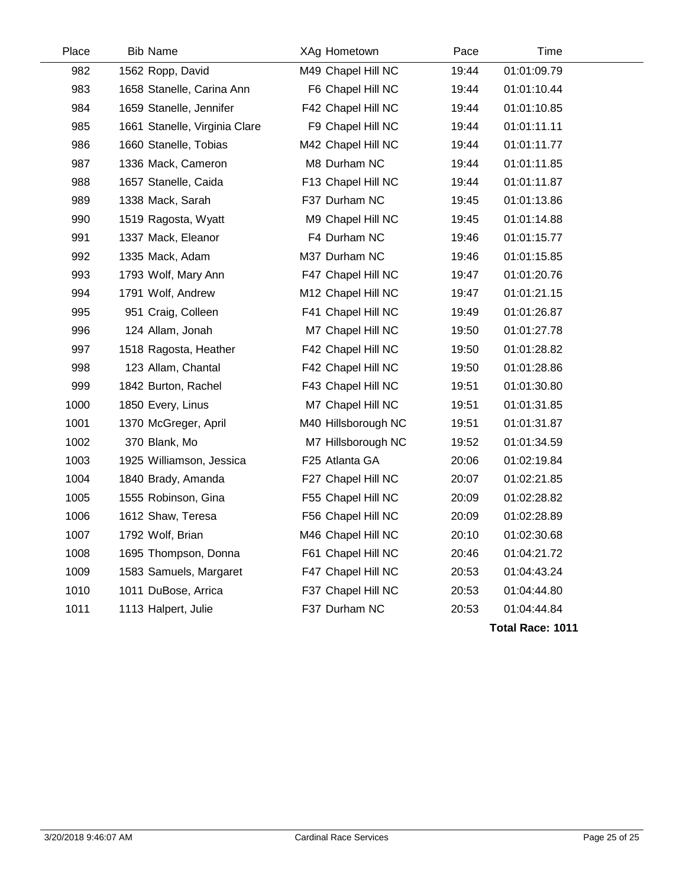| Place | Bib | Name | XAg | Hometown | Pace | Time |
|---|---|---|---|---|---|---|
| 982 | 1562 | Ropp, David | M49 | Chapel Hill NC | 19:44 | 01:01:09.79 |
| 983 | 1658 | Stanelle, Carina Ann | F6 | Chapel Hill NC | 19:44 | 01:01:10.44 |
| 984 | 1659 | Stanelle, Jennifer | F42 | Chapel Hill NC | 19:44 | 01:01:10.85 |
| 985 | 1661 | Stanelle, Virginia Clare | F9 | Chapel Hill NC | 19:44 | 01:01:11.11 |
| 986 | 1660 | Stanelle, Tobias | M42 | Chapel Hill NC | 19:44 | 01:01:11.77 |
| 987 | 1336 | Mack, Cameron | M8 | Durham NC | 19:44 | 01:01:11.85 |
| 988 | 1657 | Stanelle, Caida | F13 | Chapel Hill NC | 19:44 | 01:01:11.87 |
| 989 | 1338 | Mack, Sarah | F37 | Durham NC | 19:45 | 01:01:13.86 |
| 990 | 1519 | Ragosta, Wyatt | M9 | Chapel Hill NC | 19:45 | 01:01:14.88 |
| 991 | 1337 | Mack, Eleanor | F4 | Durham NC | 19:46 | 01:01:15.77 |
| 992 | 1335 | Mack, Adam | M37 | Durham NC | 19:46 | 01:01:15.85 |
| 993 | 1793 | Wolf, Mary Ann | F47 | Chapel Hill NC | 19:47 | 01:01:20.76 |
| 994 | 1791 | Wolf, Andrew | M12 | Chapel Hill NC | 19:47 | 01:01:21.15 |
| 995 | 951 | Craig, Colleen | F41 | Chapel Hill NC | 19:49 | 01:01:26.87 |
| 996 | 124 | Allam, Jonah | M7 | Chapel Hill NC | 19:50 | 01:01:27.78 |
| 997 | 1518 | Ragosta, Heather | F42 | Chapel Hill NC | 19:50 | 01:01:28.82 |
| 998 | 123 | Allam, Chantal | F42 | Chapel Hill NC | 19:50 | 01:01:28.86 |
| 999 | 1842 | Burton, Rachel | F43 | Chapel Hill NC | 19:51 | 01:01:30.80 |
| 1000 | 1850 | Every, Linus | M7 | Chapel Hill NC | 19:51 | 01:01:31.85 |
| 1001 | 1370 | McGreger, April | M40 | Hillsborough NC | 19:51 | 01:01:31.87 |
| 1002 | 370 | Blank, Mo | M7 | Hillsborough NC | 19:52 | 01:01:34.59 |
| 1003 | 1925 | Williamson, Jessica | F25 | Atlanta GA | 20:06 | 01:02:19.84 |
| 1004 | 1840 | Brady, Amanda | F27 | Chapel Hill NC | 20:07 | 01:02:21.85 |
| 1005 | 1555 | Robinson, Gina | F55 | Chapel Hill NC | 20:09 | 01:02:28.82 |
| 1006 | 1612 | Shaw, Teresa | F56 | Chapel Hill NC | 20:09 | 01:02:28.89 |
| 1007 | 1792 | Wolf, Brian | M46 | Chapel Hill NC | 20:10 | 01:02:30.68 |
| 1008 | 1695 | Thompson, Donna | F61 | Chapel Hill NC | 20:46 | 01:04:21.72 |
| 1009 | 1583 | Samuels, Margaret | F47 | Chapel Hill NC | 20:53 | 01:04:43.24 |
| 1010 | 1011 | DuBose, Arrica | F37 | Chapel Hill NC | 20:53 | 01:04:44.80 |
| 1011 | 1113 | Halpert, Julie | F37 | Durham NC | 20:53 | 01:04:44.84 |

**Total Race: 1011**